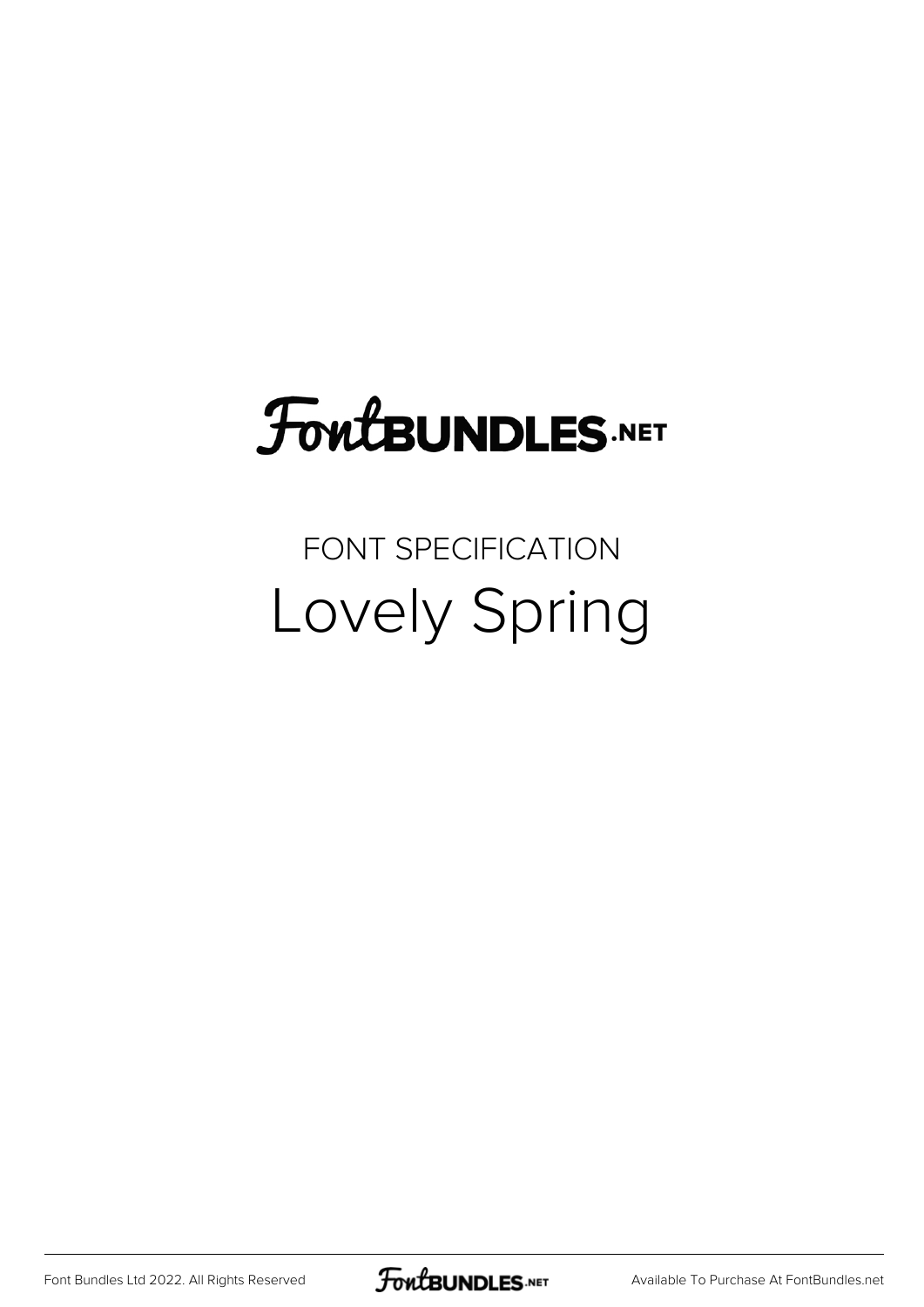# FontBUNDLES.NET

FONT SPECIFICATION

## Lovely Spring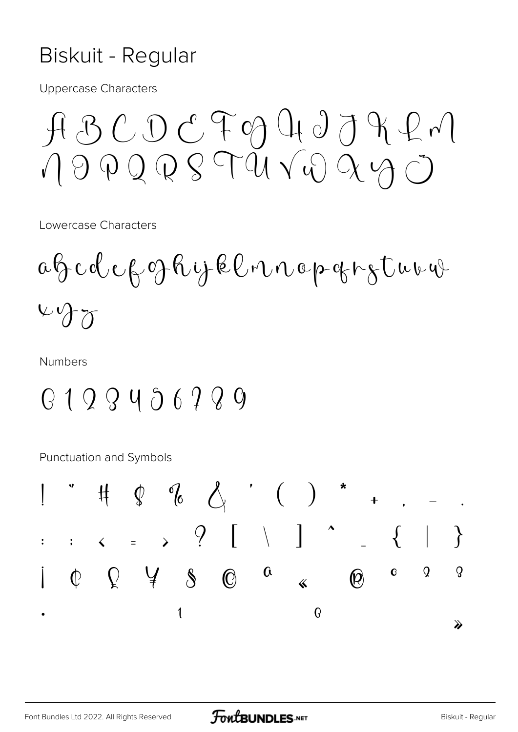# Biskuit - Regular

Uppercase Characters

A B C D E F G H I J K L M
N O P Q R S T U V W X Y Z

Lowercase Characters

a b c d e f g h i j k l m n o p q r s t u v w
x y z

Numbers

0 1 2 3 4 5 6 7 8 9

Punctuation and Symbols

! " # $ % & ' ( ) * + , - .
: ; < = > ? [ \ ] ^ _ { | }
¡ ¢ £ ¥ § © ª « ® ° ² ³
· ¹ º »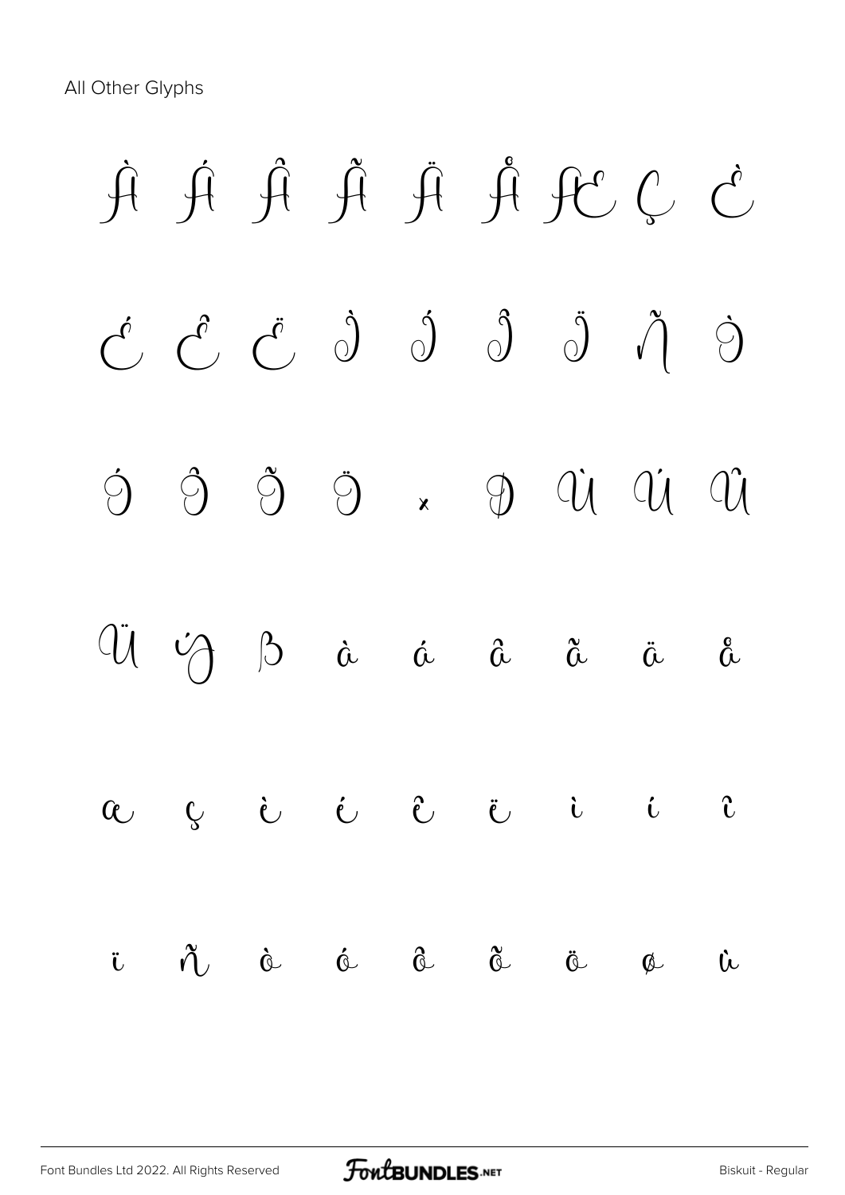All Other Glyphs

À Á Â Ã Ä Å Æ Ç È

É Ê Ë Ì Í Î Ï Ñ Ò

Ó Ô Õ Ö × Ø Ù Ú Û

Ü Ý ß à á â ã ä å

æ ç è é ê ë ì í î

ï ñ ò ó ô õ ö ø ù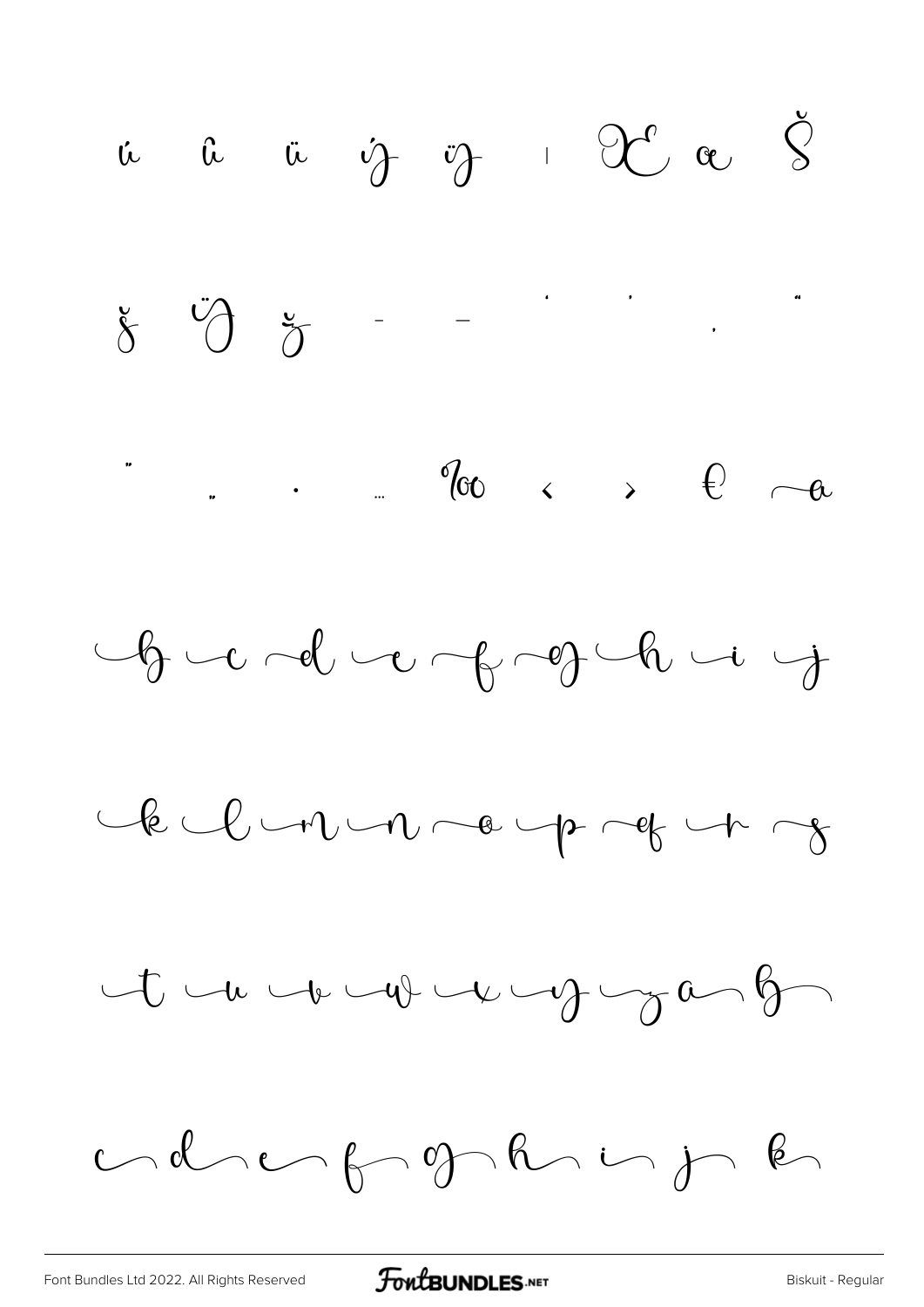ú û ü ý ÿ ı Œ œ Š

š Ÿ ž - – ' ' ‚ "

" „ • … ‰ ‹ › € a

b c d e f g h i j

k l m n o p q r s

t u v w x y z a b

c d e f g h i j k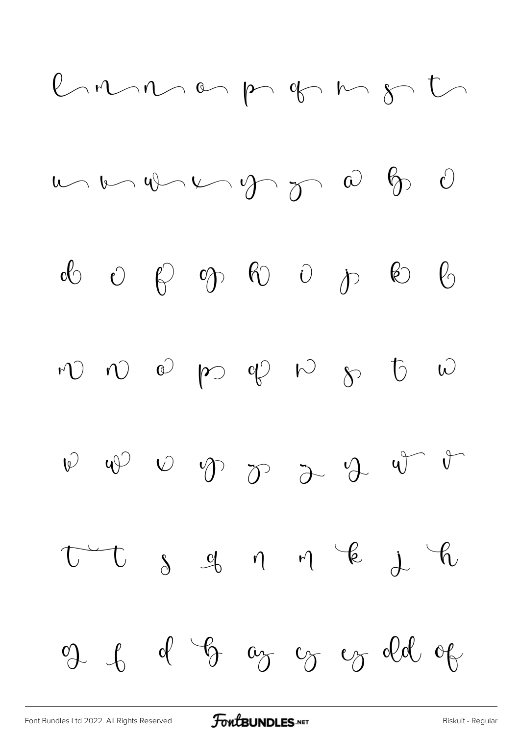l m n o p q r s t

u v w x y z a b c

d e f g h i j k l

m n o p q r s t u

v w x y z z y w v

t t s q n m k j h

g f d b az cz cz dd of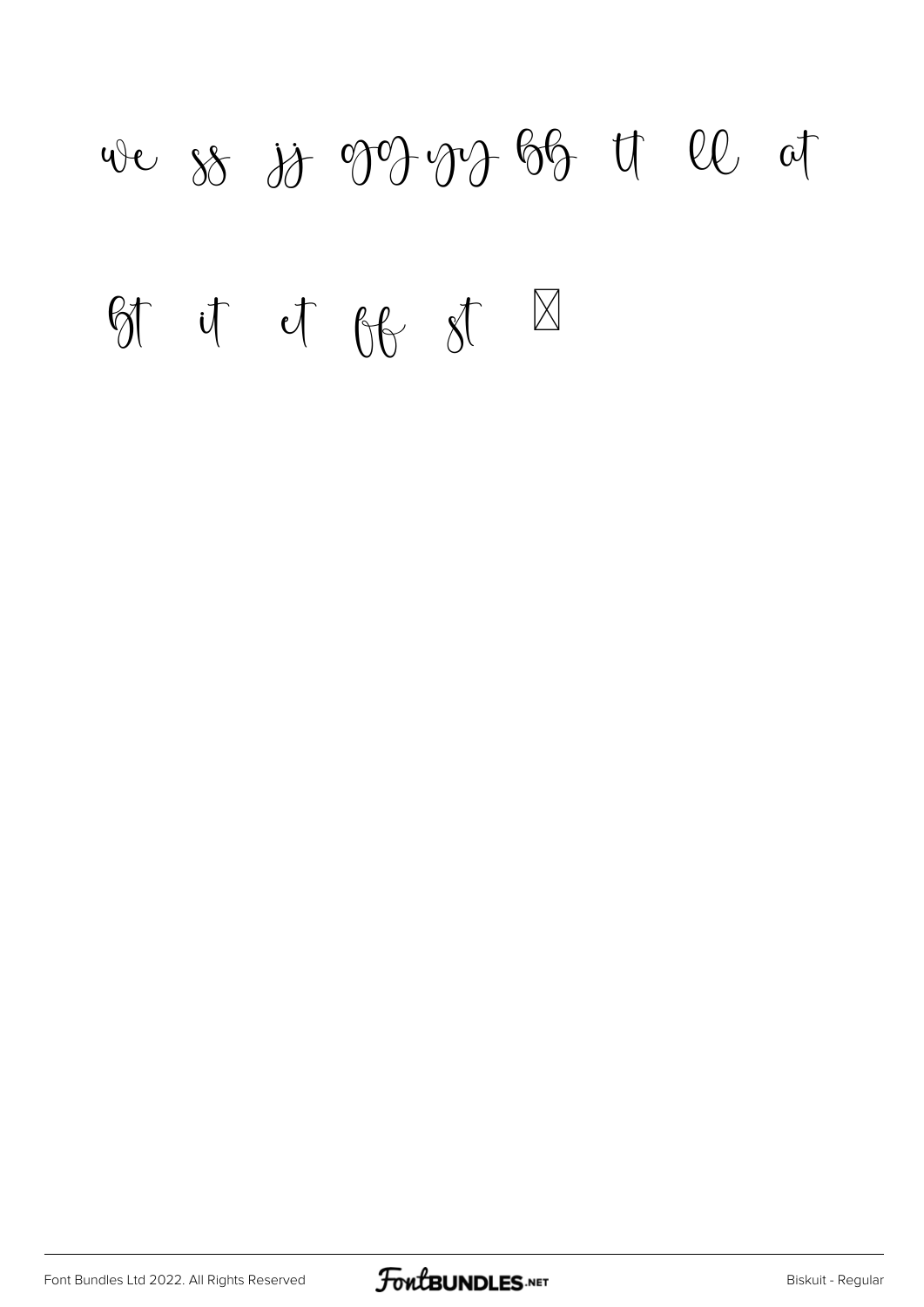we ss jj gg gg ßß tt ll at

ßt it ct ßß st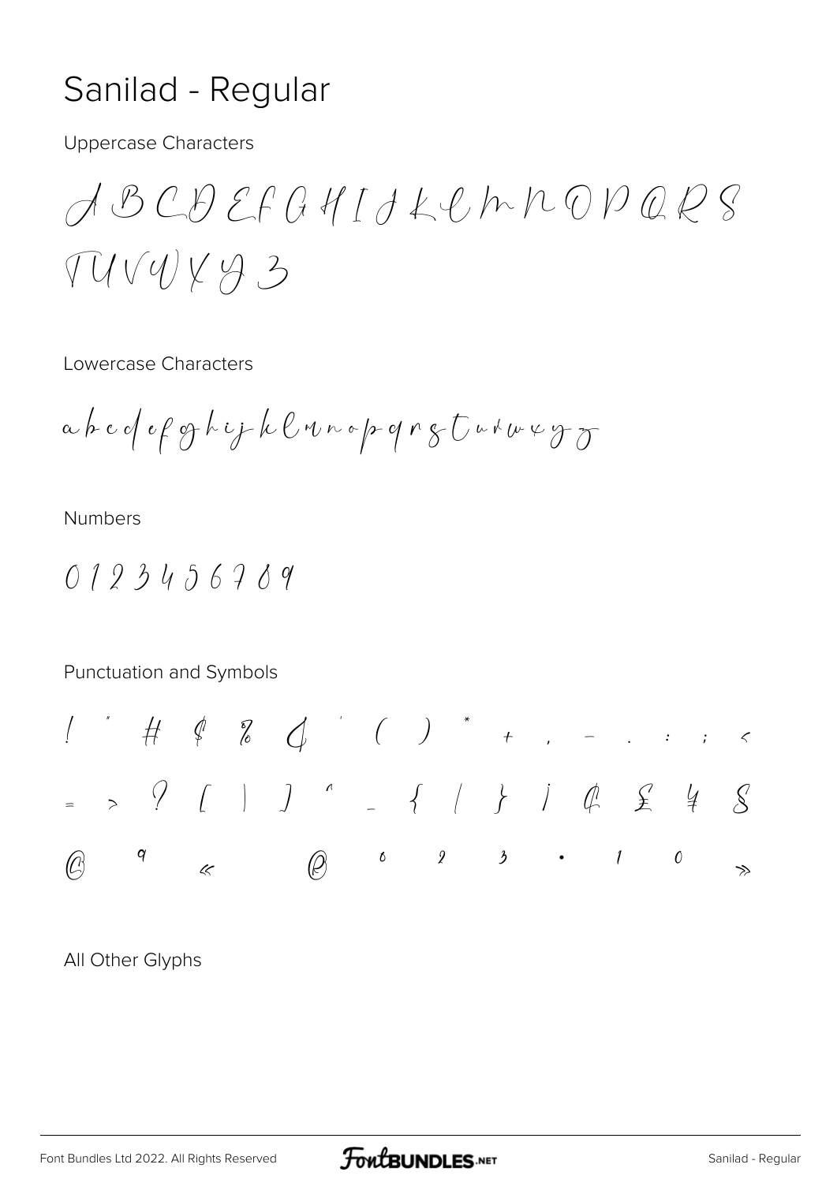# Sanilad - Regular

Uppercase Characters

A B C D E F G H I J K L M N O P Q R S
T U V W X Y Z

Lowercase Characters

a b c d e f g h i j k l m n o p q r s t u v w x y z

Numbers

0 1 2 3 4 5 6 7 8 9

Punctuation and Symbols

! " # $ % & ' ( ) * + , - . : ; <
= > ? [ | ] ^ _ { | } ¡ ¢ £ ¥ §
© ª « ® ° ² ³ · ¹ º »

All Other Glyphs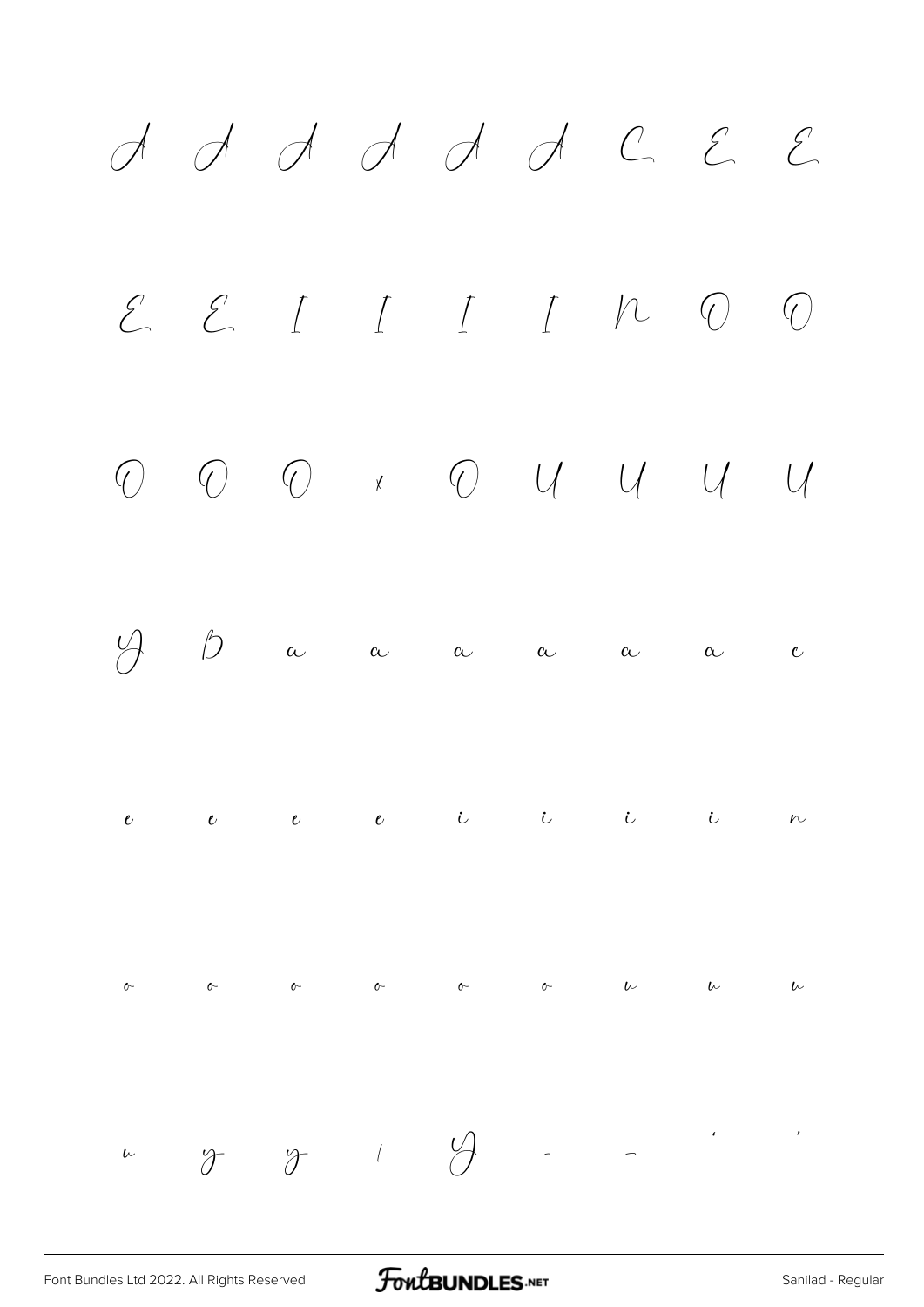A A A A A A C E E

E E I I I I N O O

O O O x O U U U U

Y D a a a a a a c

e e e e i i i i n

o o o o o o u u u

u y y / Y - – ‘ ’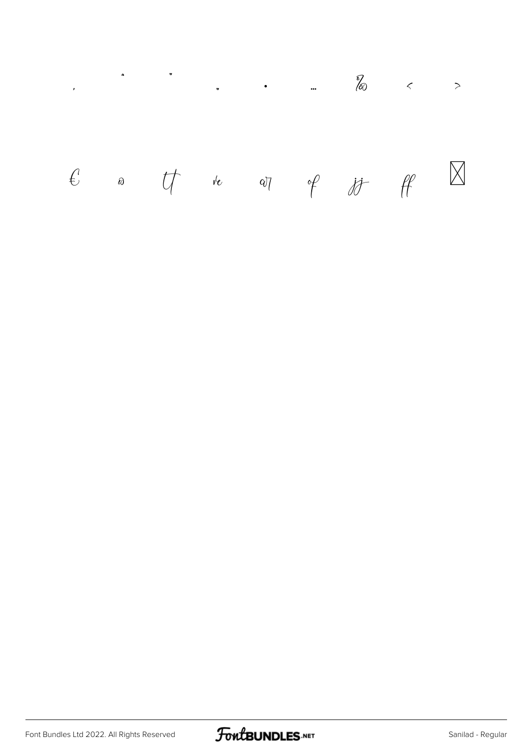‚ “ ” „ • … ‰ ‹ ›

€ ∞ tt ve ar of jj ff ⊠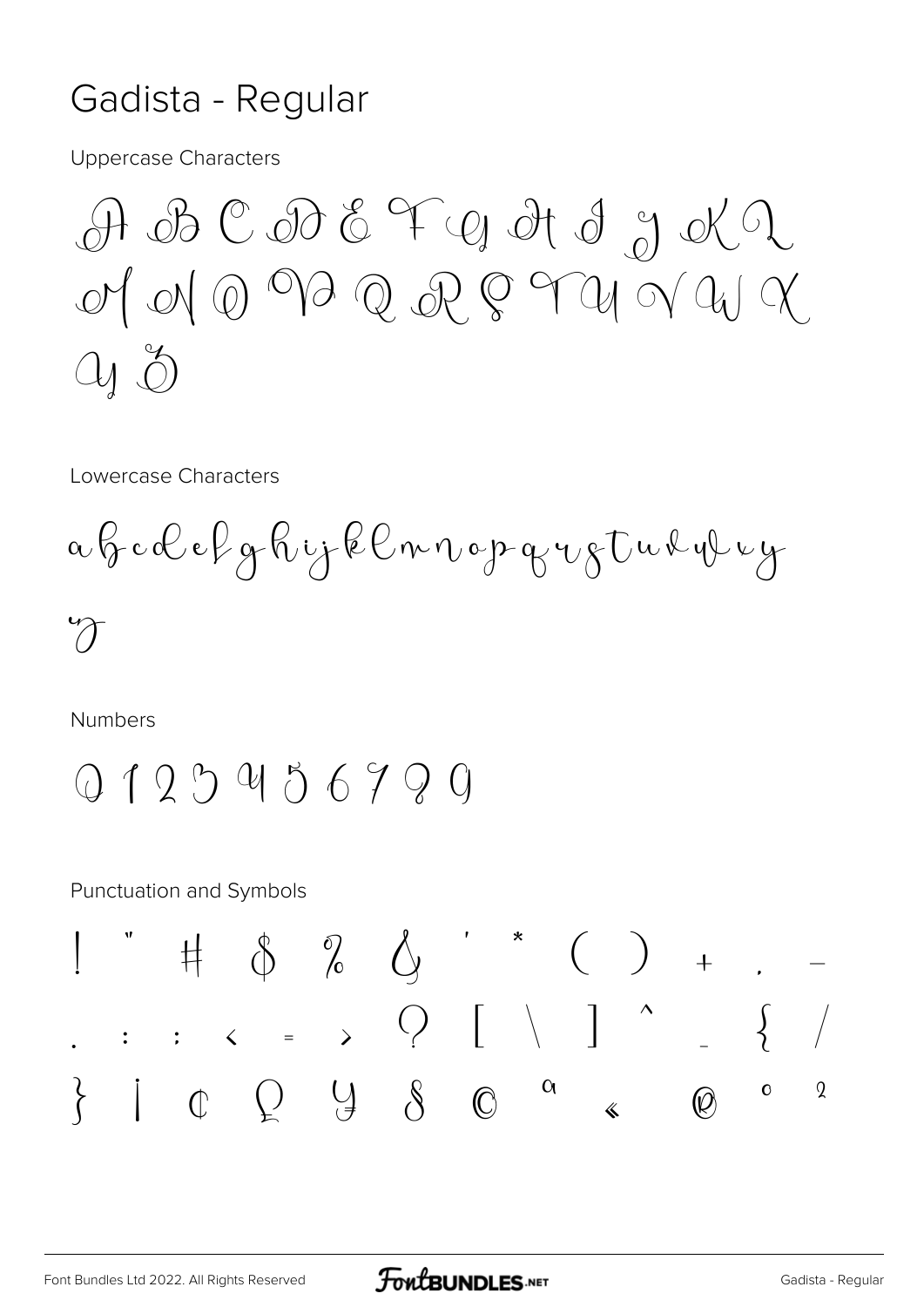# Gadista - Regular

Uppercase Characters

A B C D E F G H I J K L
M N O P Q R S T U V W X
Y Z

Lowercase Characters

a b c d e f g h i j k l m n o p q r s t u v w x y
z

Numbers

0 1 2 3 4 5 6 7 8 9

Punctuation and Symbols

! " # $ % & ' * ( ) + , -
. : ; < = > ? [ \ ] ^ _ { /
} ¡ ¢ £ ¥ § © ª « ® ° ²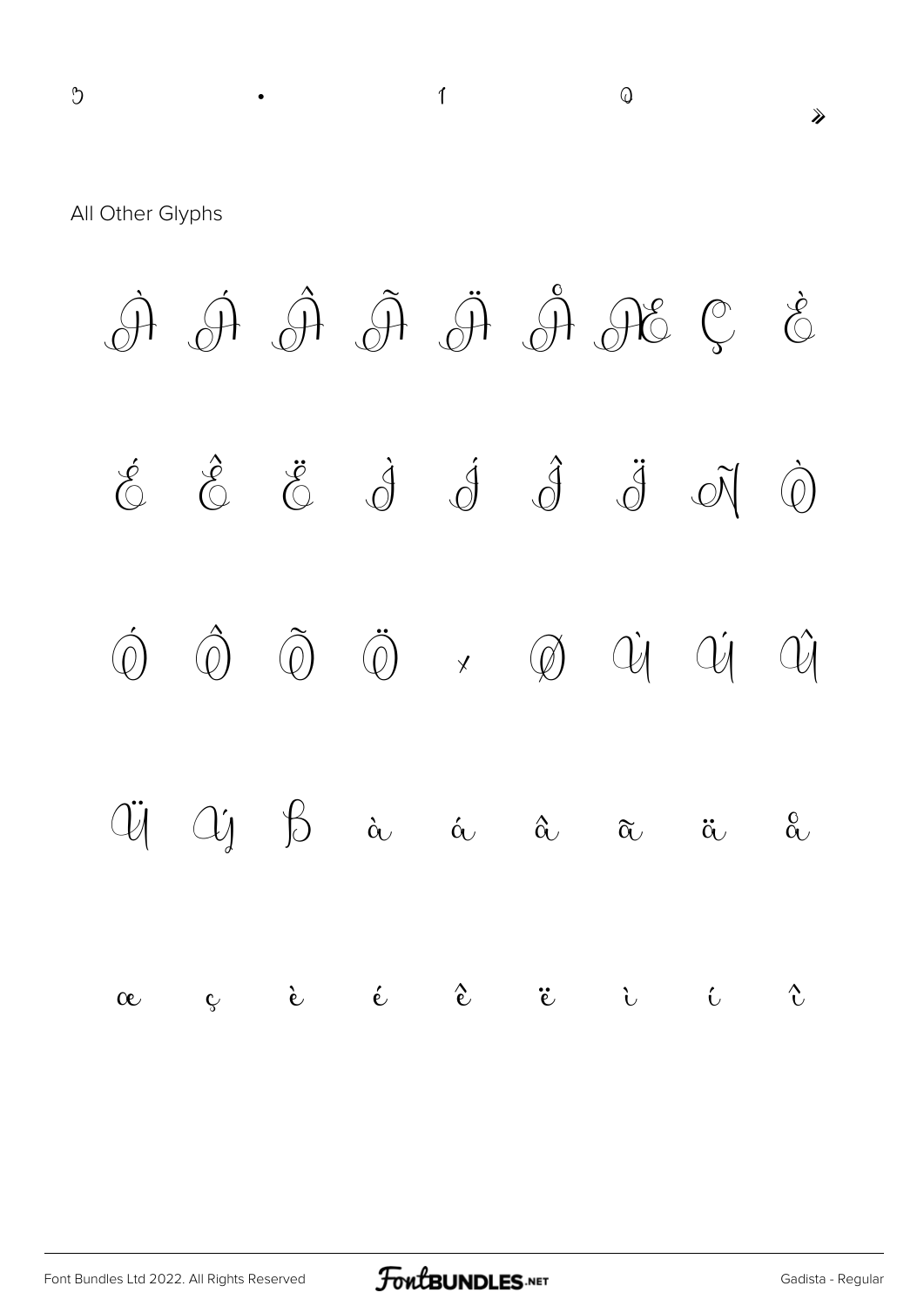ͻ · ι ǫ »

All Other Glyphs

À Á Â Ã Ä Å Æ Ç È

É Ê Ë Ì Í Î Ï Ñ Ò

Ó Ô Õ Ö × Ø Ù Ú Û

Ü Ý ß à á â ã ä å

æ ç è é ê ë ì í î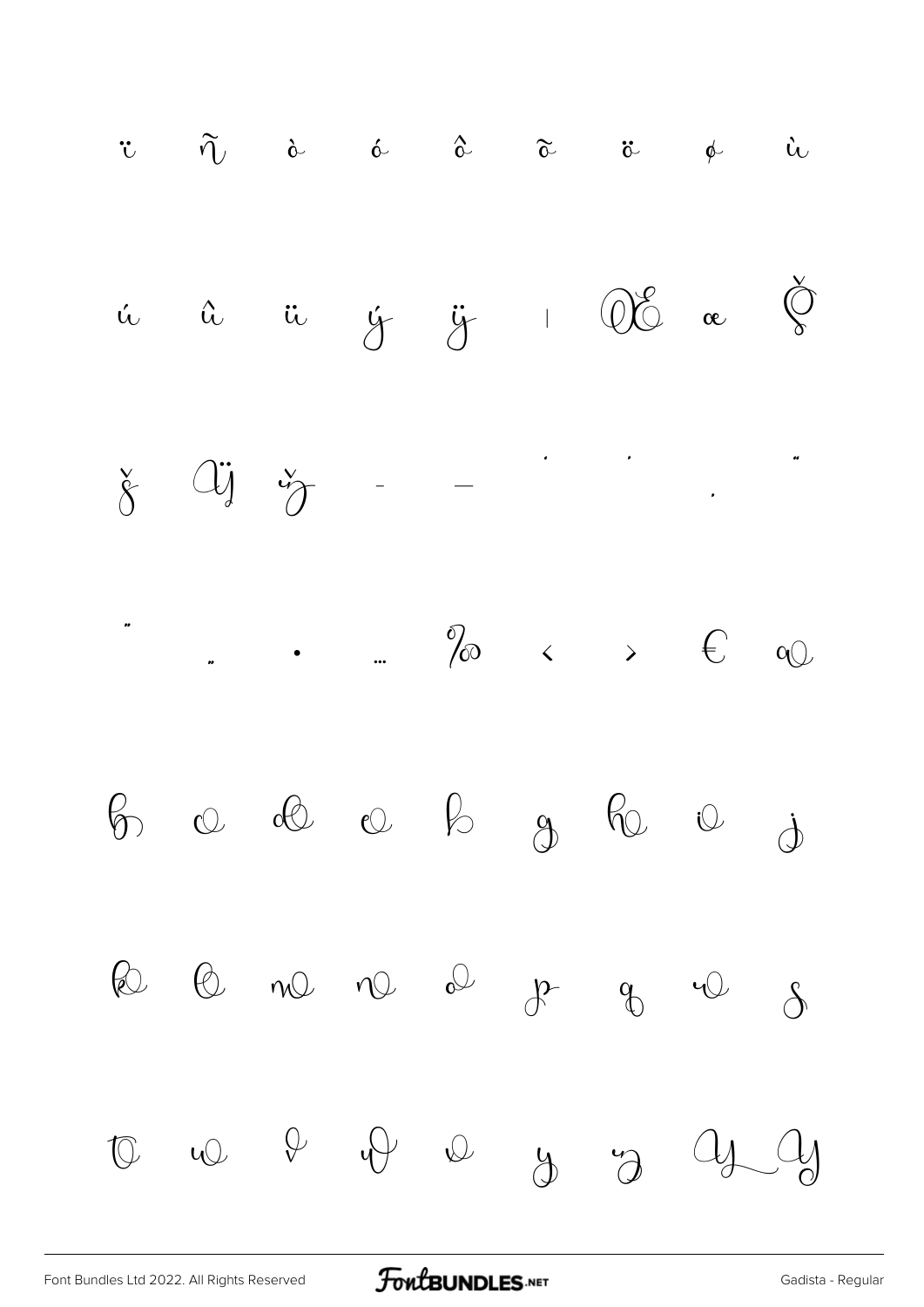ï ñ ò ó ô õ ö ø ù

ú û ü ý ÿ | Œ œ Š

š Ÿ ž – — ' ' ‚ "

" „ • … ‰ ‹ › €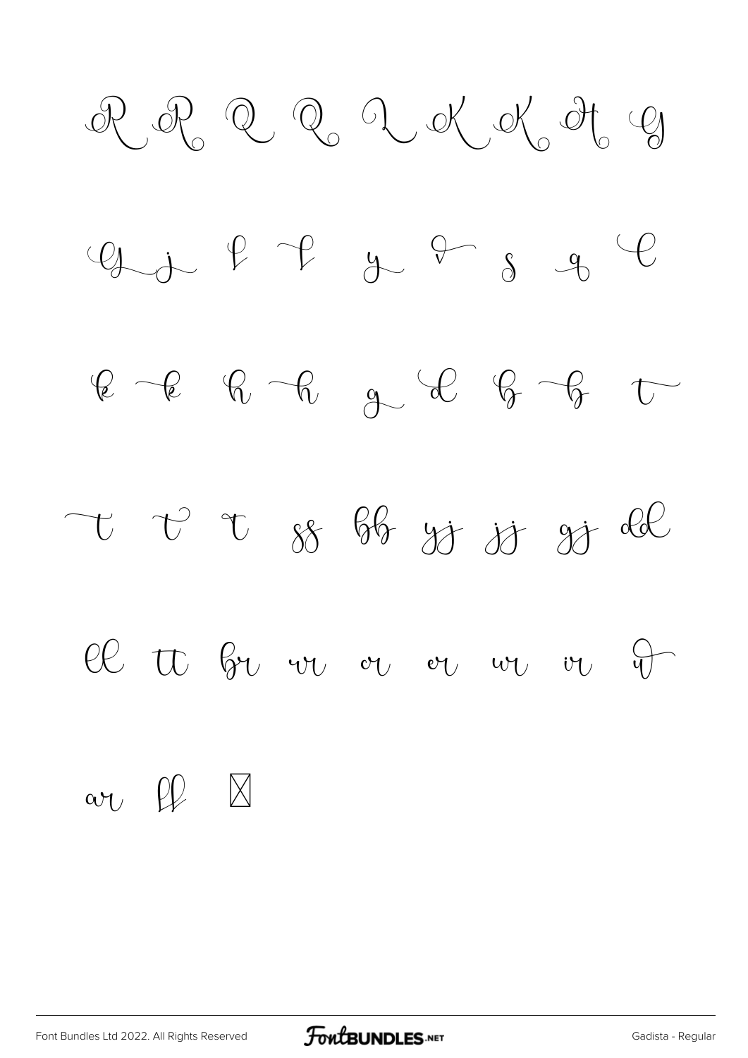R R Q Q Q K K H G

G j f f y v s q C

k k h h g d b b t

t t t ss bb yj jj gj dd

ee tt br vr or er wr ir v

ar ff ⊠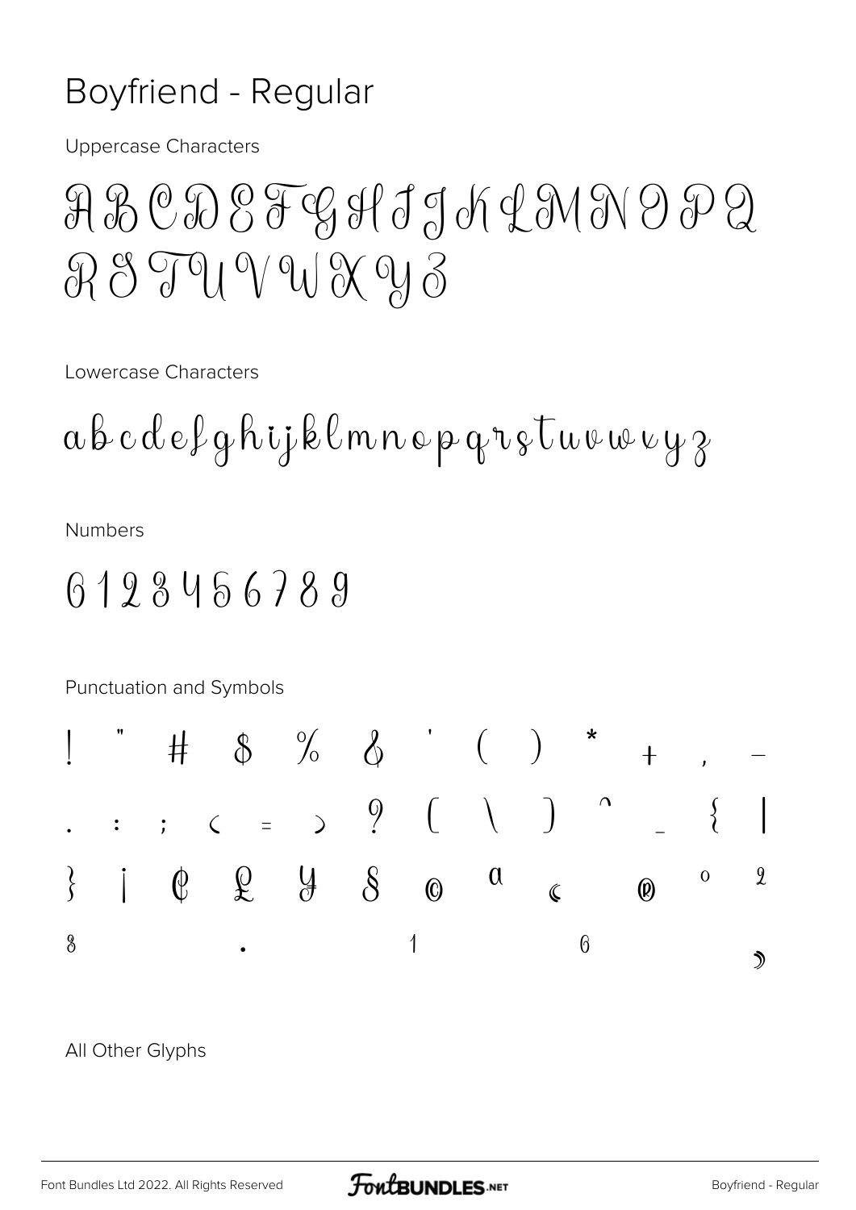# Boyfriend - Regular

Uppercase Characters

A B C D E F G H I J K L M N O P Q R S T U V W X Y Z

Lowercase Characters

a b c d e f g h i j k l m n o p q r s t u v w x y z

Numbers

0 1 2 3 4 5 6 7 8 9

Punctuation and Symbols

! " # $ % & ' ( ) * + , -
. : ; < = > ? [ \ ] ^ _ { |
} ¡ ¢ £ ¥ § © ª « ® ° ²
³ · ¹ º »

All Other Glyphs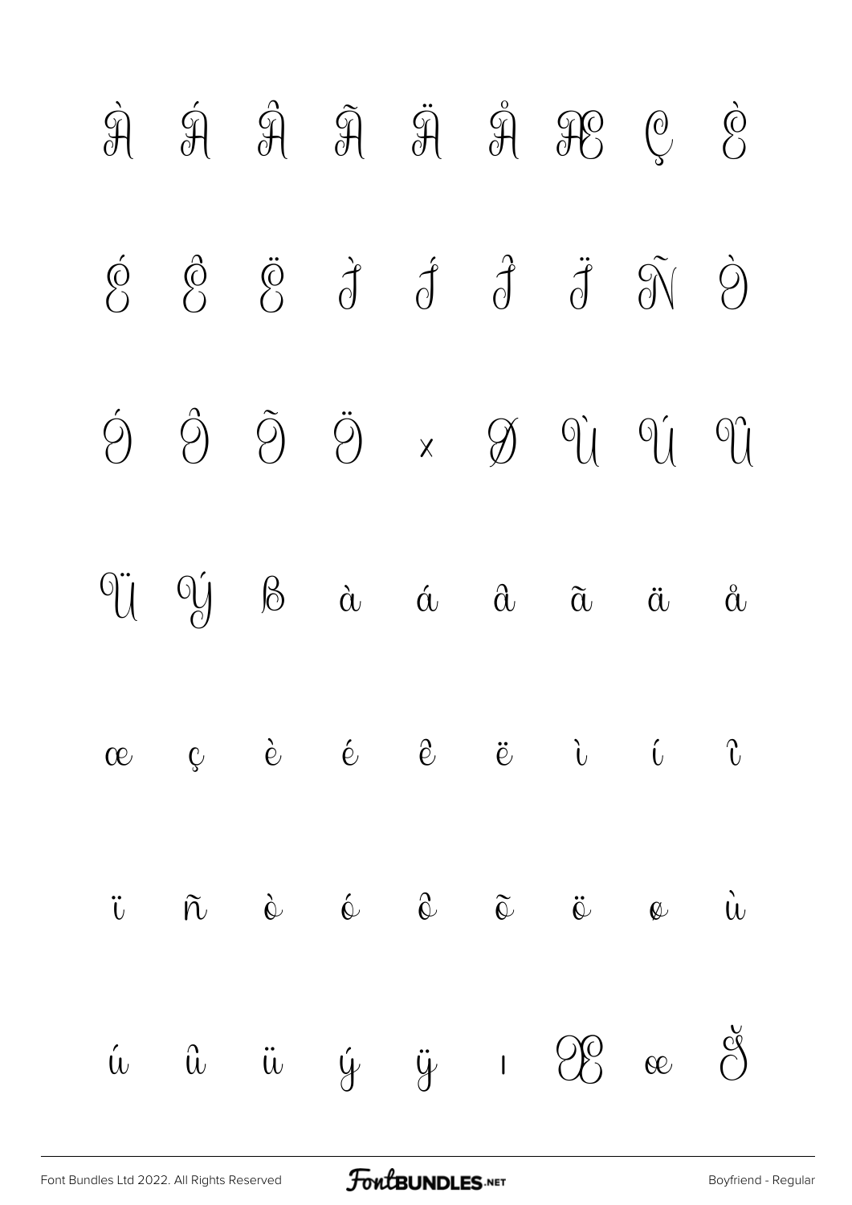À Á Â Ã Ä Å Æ Ç È

É Ê Ë Ì Í Î Ï Ñ Ò

Ó Ô Õ Ö × Ø Ù Ú Û

Ü Ý ß à á â ã ä å

æ ç è é ê ë ì í î

ï ñ ò ó ô õ ö ø ù

ú û ü ý ÿ ı Œ œ Š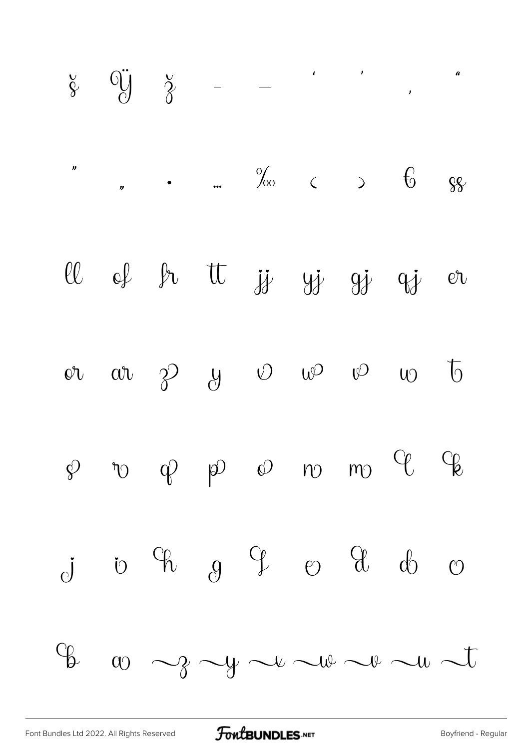š Ÿ ž ‐ — ' ' ‚ "

" „ • … ‰ ‹ › € ss

ll of fr tt jj yj gj qj er

or ar z y v w v w b

s v q p o n m C C

j i C g C o C d o

C a ~z ~y ~x ~w ~v ~u ~t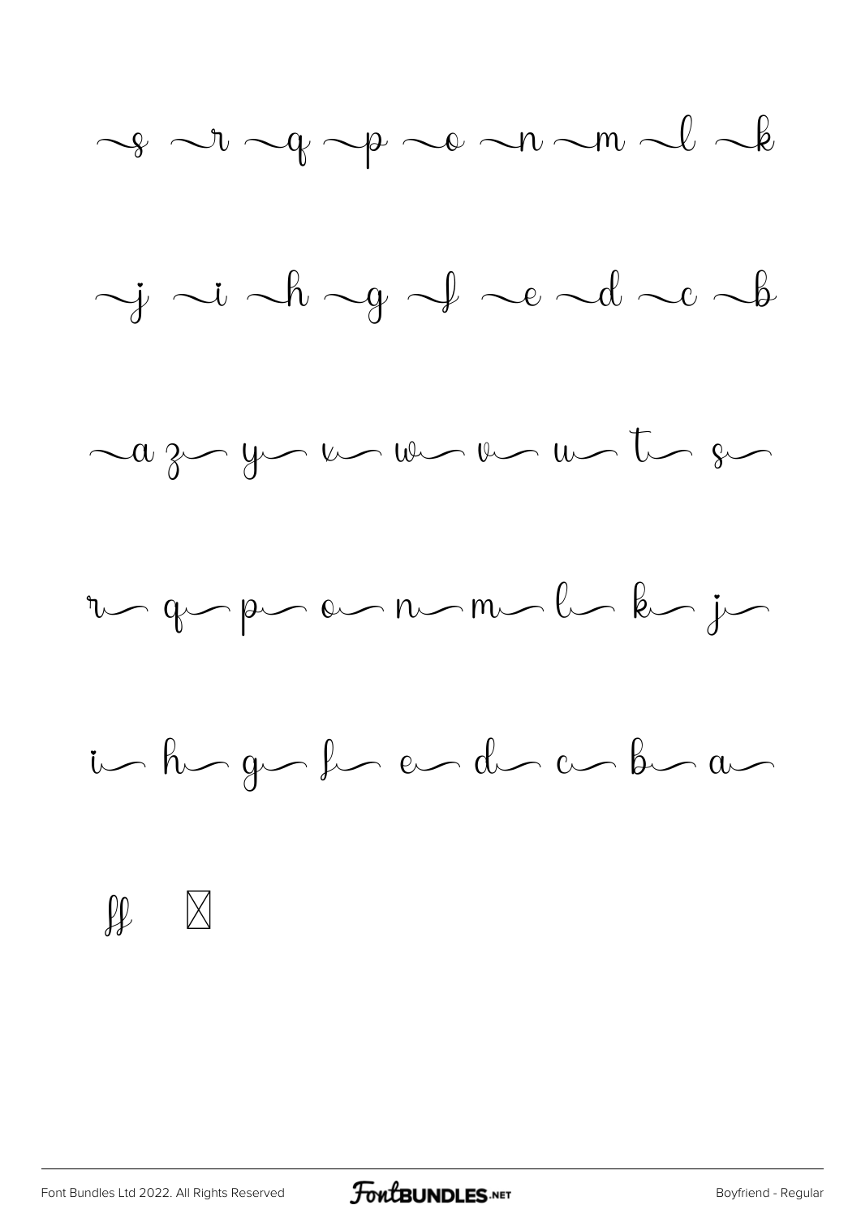~s ~r ~q ~p ~o ~n ~m ~l ~k

~j ~i ~h ~g ~f ~e ~d ~c ~b

~a z~ y~ x~ w~ v~ u~ t~ s~

r~ q~ p~ o~ n~ m~ l~ k~ j~

i~ h~ g~ f~ e~ d~ c~ b~ a~

ff ⊠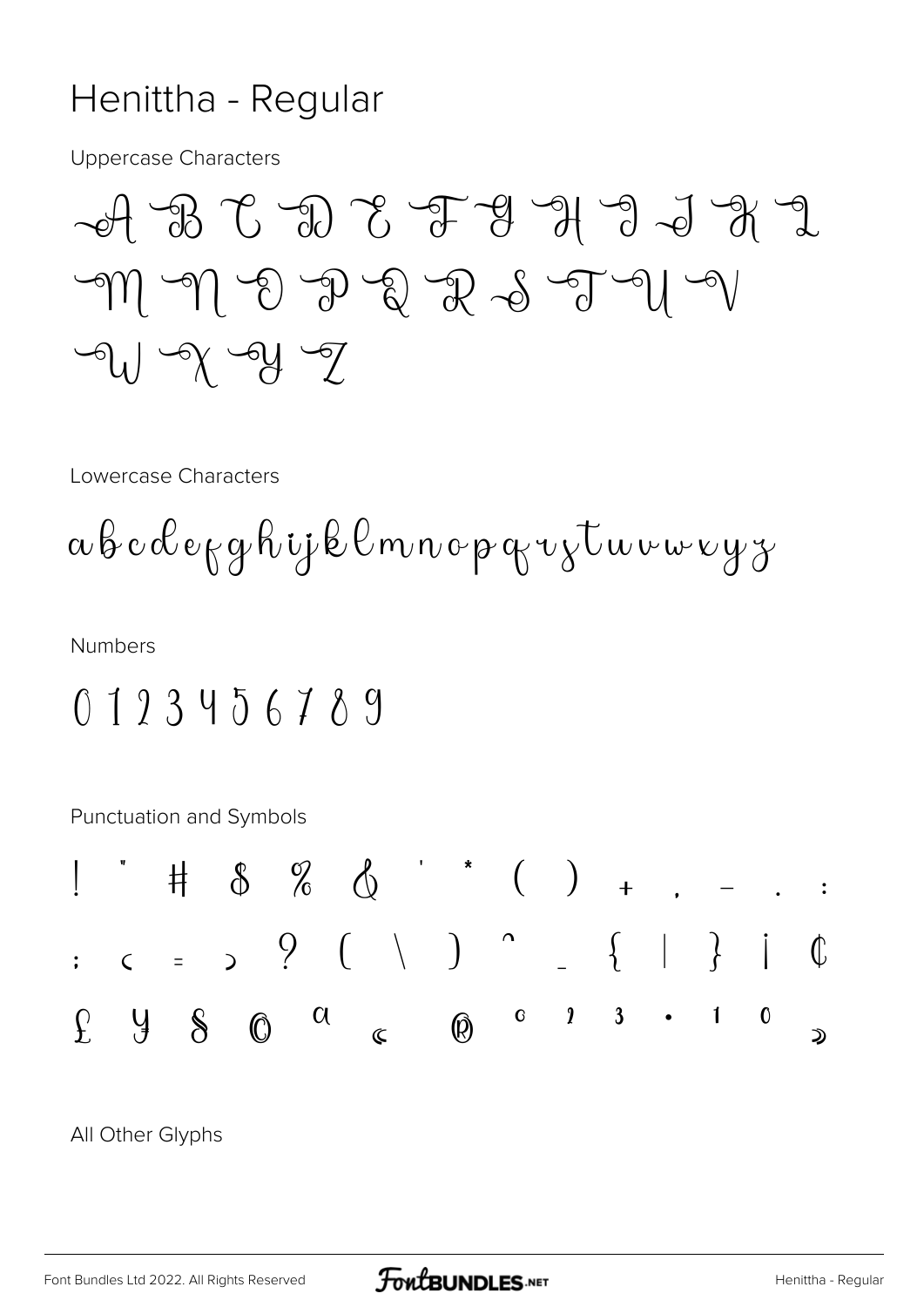# Henittha - Regular

Uppercase Characters

A B C D E F G H I J K L
M N O P Q R S T U V
W X Y Z

Lowercase Characters

a b c d e f g h i j k l m n o p q r s t u v w x y z

Numbers

0 1 2 3 4 5 6 7 8 9

Punctuation and Symbols

! " # $ % & ' * ( ) + , - . :
; < = > ? [ \ ] ^ _ { | } ¡ ¢
£ ¥ § © ª « ® ° ² ³ · ¹ º »

All Other Glyphs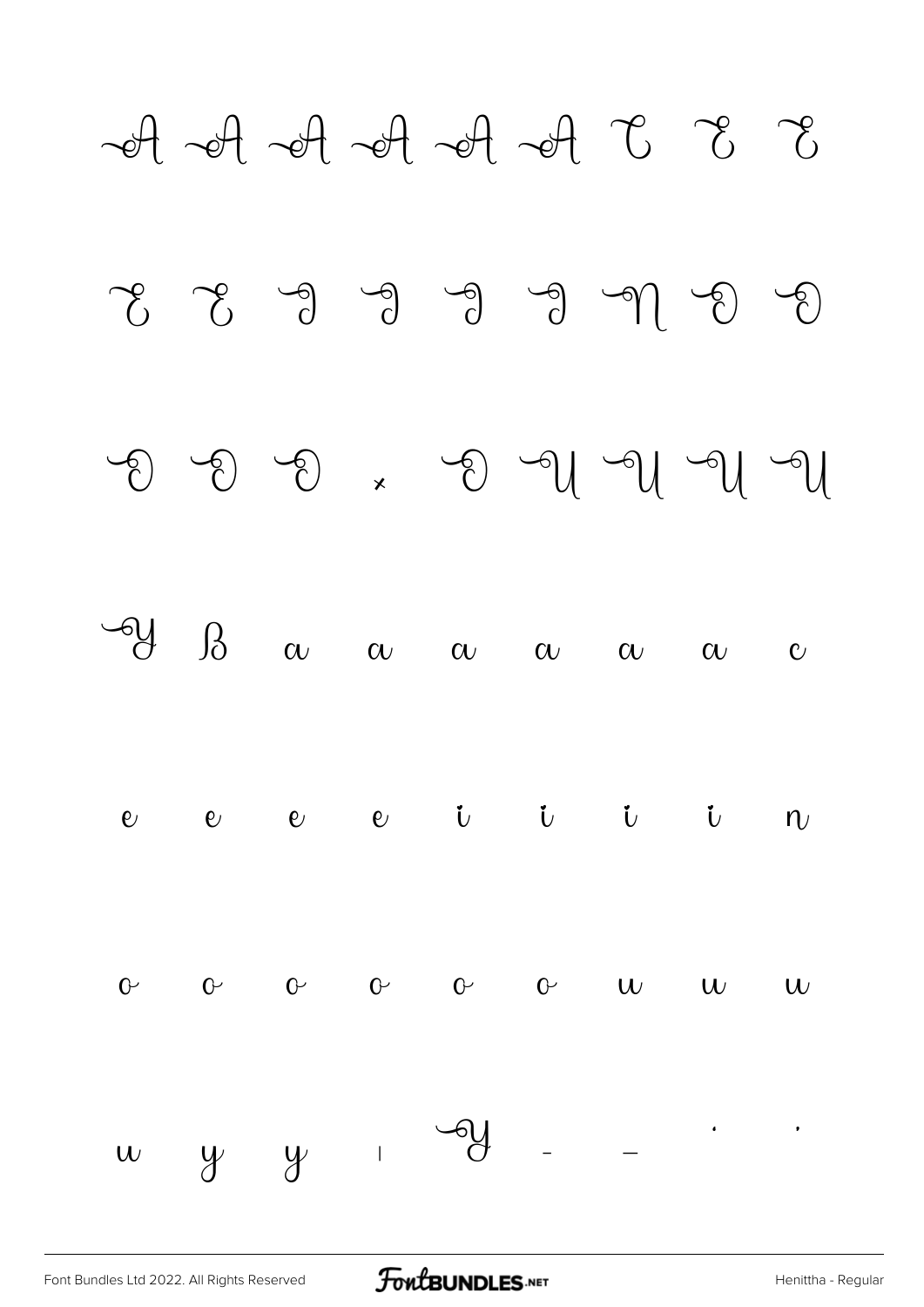A A A A A A C E E

E E I I I I N O O

O O O × O U U U U

Y ß a a a a a a c

e e e e i i i i n

o o o o o o u u u

u y y ı Y - – · ·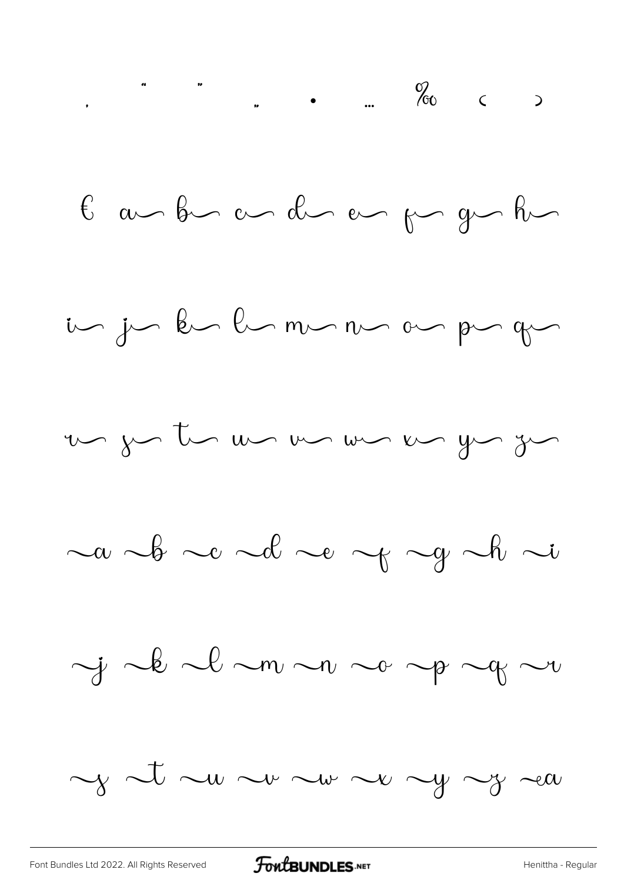, " " „ • … ‰ ‹ ›

€ a b c d e f g h

i j k l m n o p q

r s t u v w x y z

a b c d e f g h i

j k l m n o p q r

s t u v w x y z a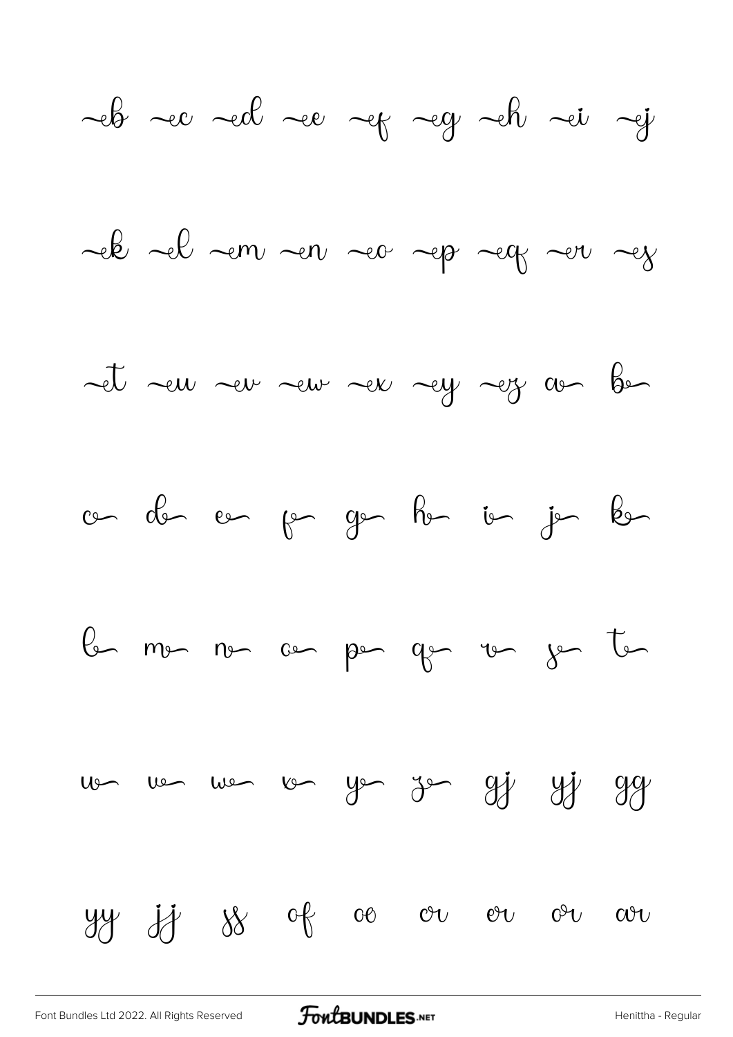~eb ~ec ~ed ~ee ~ef ~eg ~eh ~ei ~ej

~ek ~el ~em ~en ~eo ~ep ~eq ~er ~es

~et ~eu ~ev ~ew ~ex ~ey ~ez a~ b~

c~ d~ e~ f~ g~ h~ i~ j~ k~

l~ m~ n~ o~ p~ q~ r~ s~ t~

u~ v~ w~ x~ y~ z~ gj yj gg

yy jj ss of oe or er or ar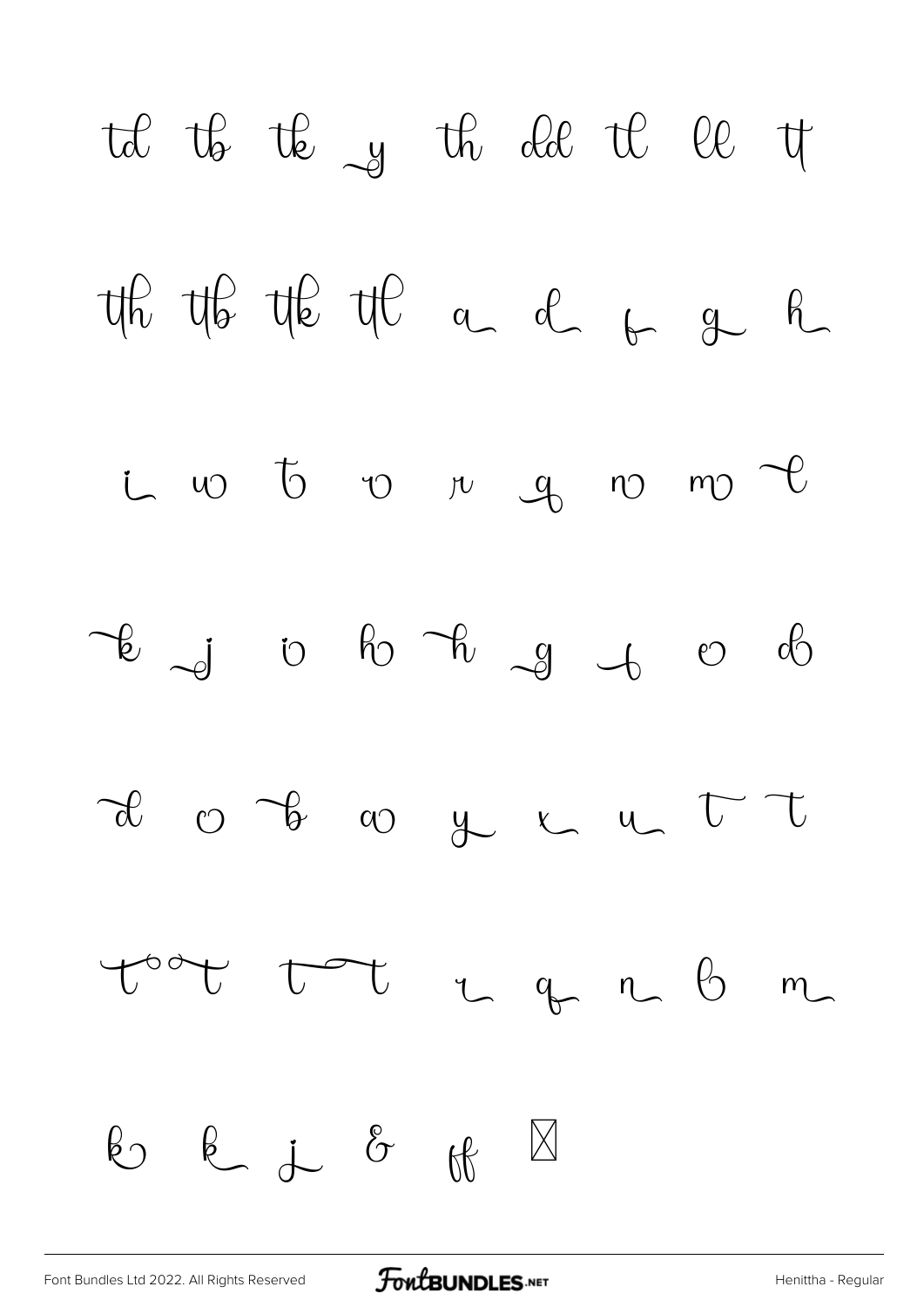td tb tk y th dd tl ll tt

th tb tk tl a d f g h

i w b v r q n m l

k j i h h g f e d

d o b a y x u t t

t t t t r q n b m

k k j & ff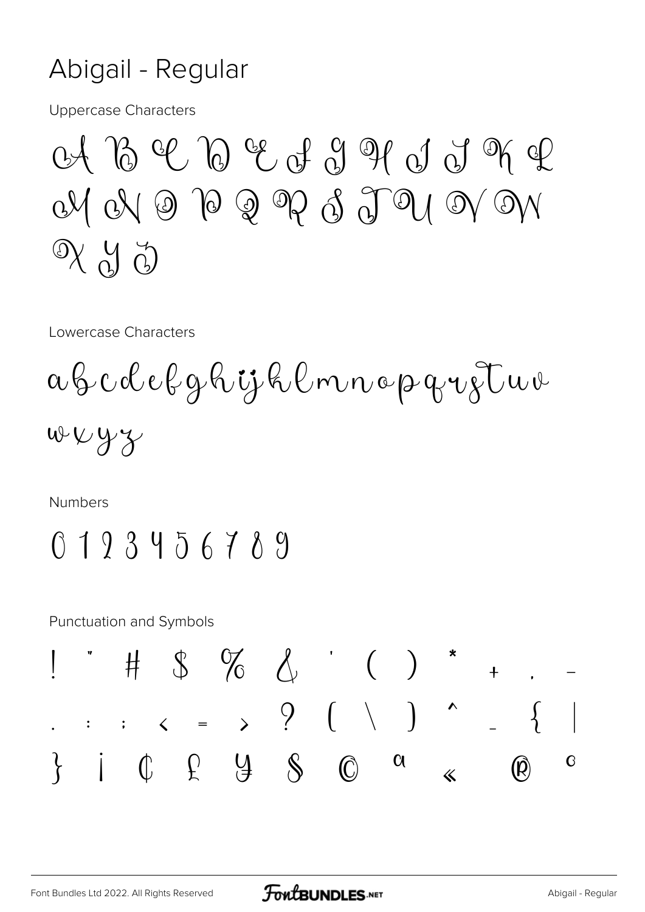# Abigail - Regular

Uppercase Characters

A B C D E F G H I J K L
M N O P Q R S T U V W
X Y Z

Lowercase Characters

a b c d e f g h i j k l m n o p q r s t u v
w x y z

Numbers

0 1 2 3 4 5 6 7 8 9

Punctuation and Symbols

! " # $ % & ' ( ) * + , -
. : ; < = > ? [ \ ] ^ _ { |
} ¡ ¢ £ ¥ § © ª « ® °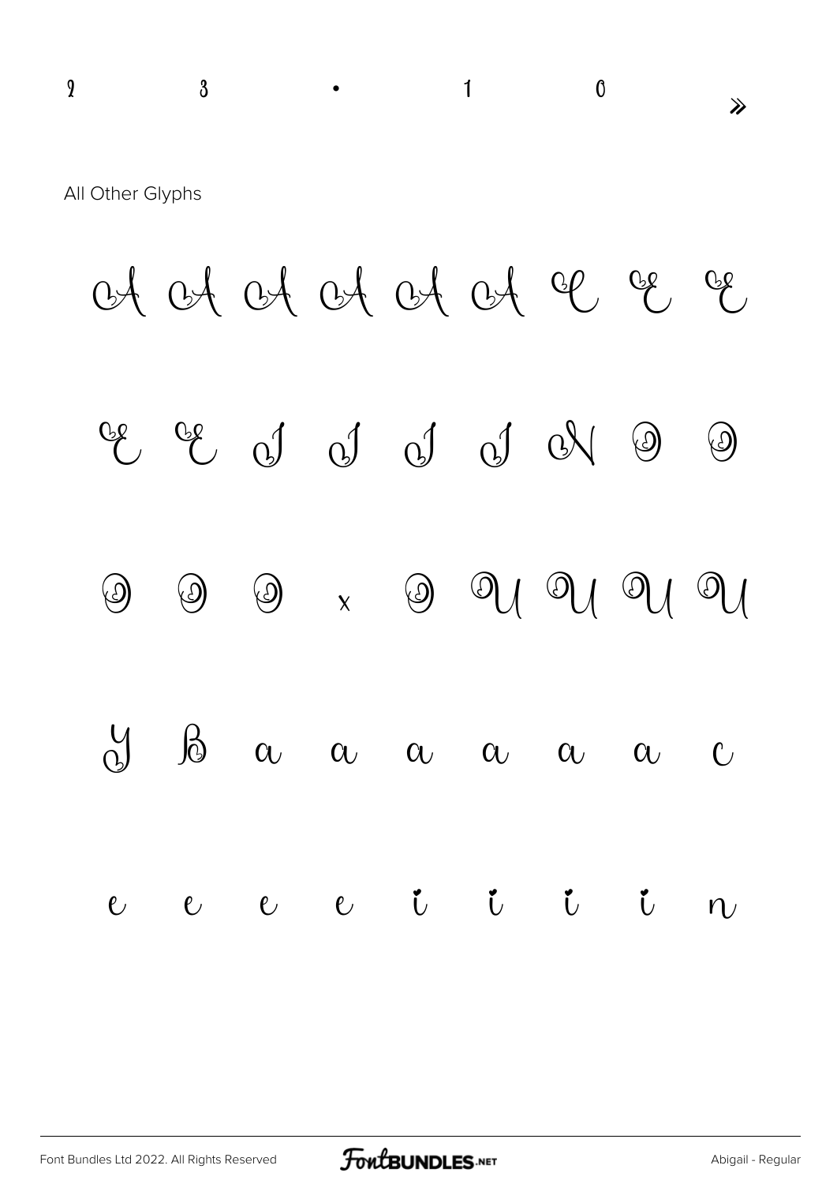2 3 • 1 0 »

All Other Glyphs

A A A A A A E E E

E E I I I I N O O

O O O × O U U U U

Y B a a a a a a c

e e e e i i i i n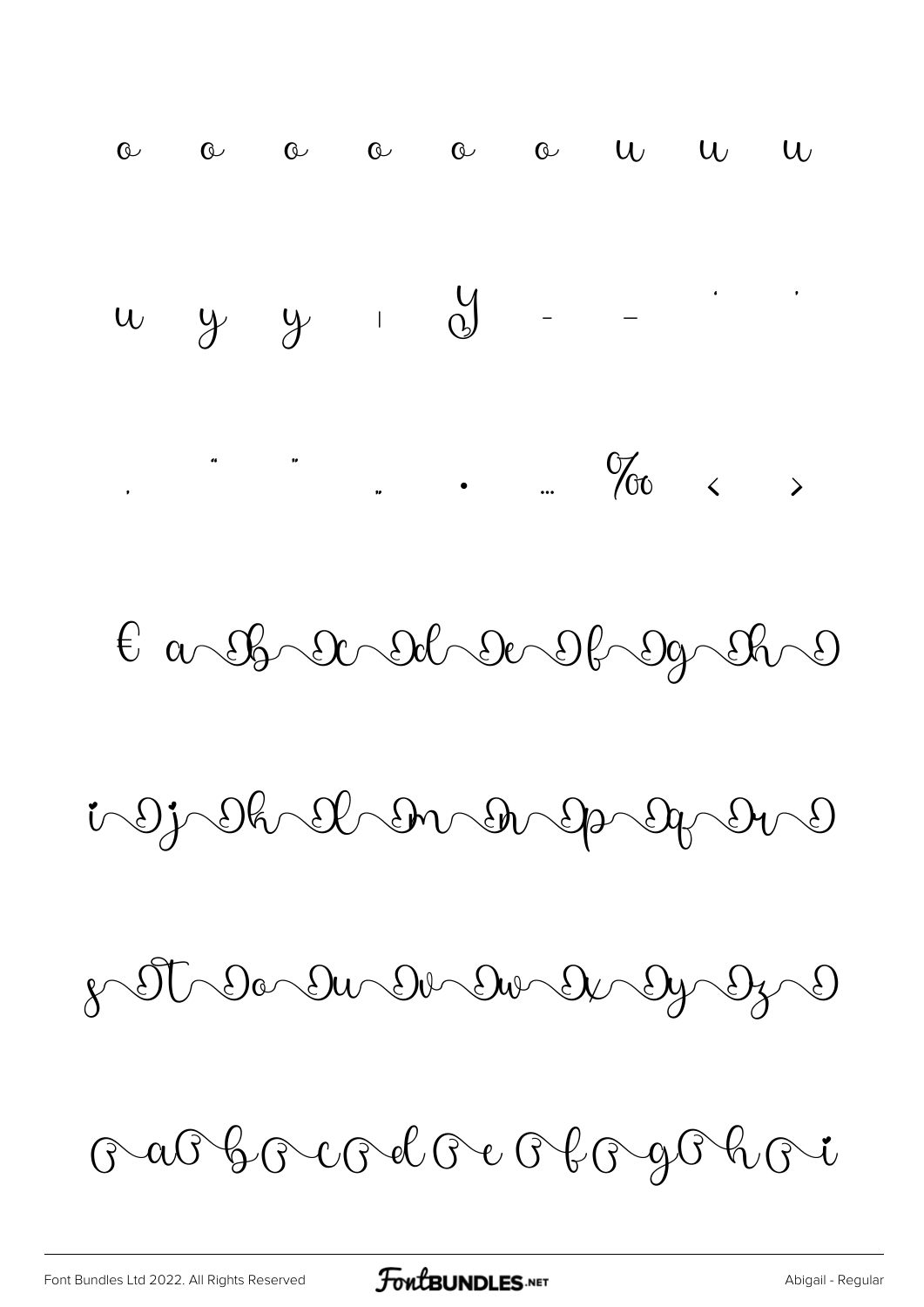o o o o o o u u u

u y y ı Y - – ' '

‚ " " „ • … ‰ ‹ ›

€ a b c d e f g h

i j k l m n p q r

s t o u v w x y z

a b c d e f g h i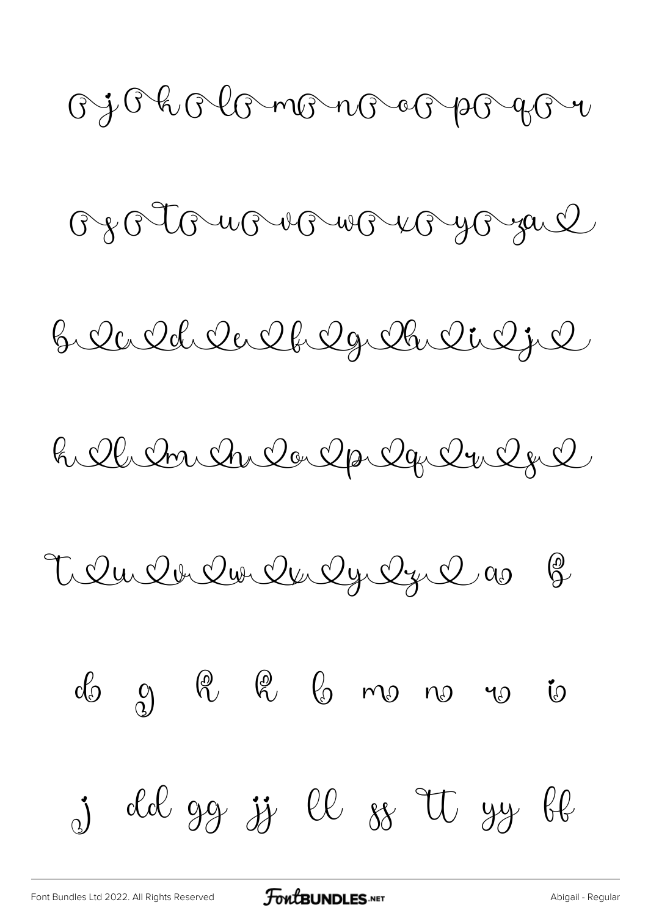j k l m n o p q r

s t u v w x y z a

b c d e f g h i j

k l m n o p q r s

t u v w x y z a b

d g h h b m n r i

j dd gg jj ll ss tt yy ff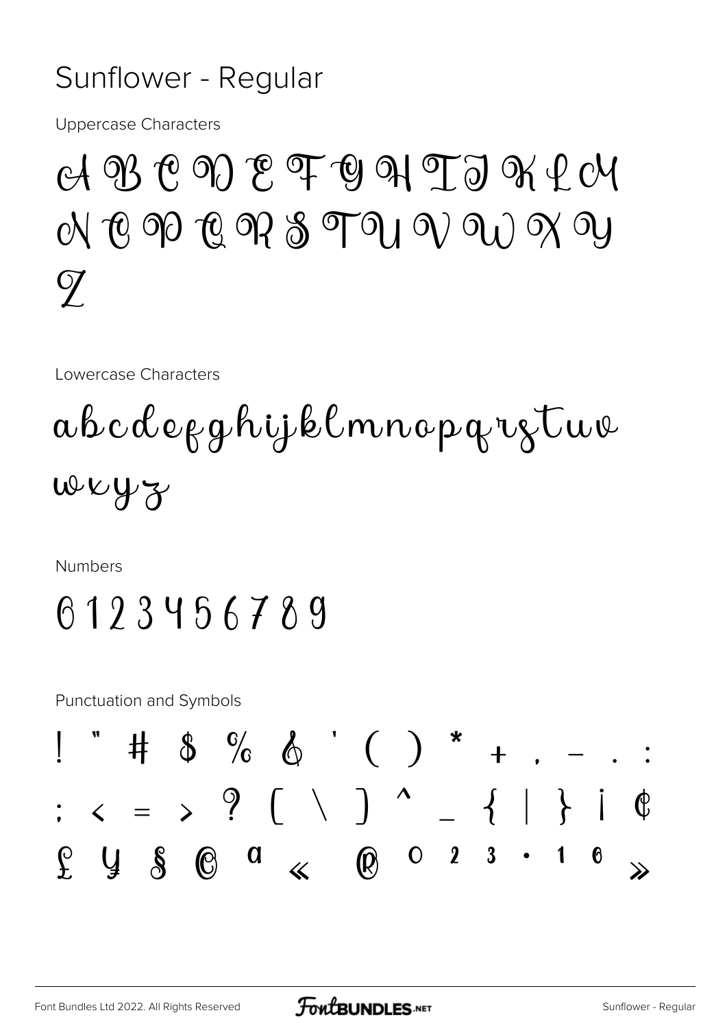# Sunflower - Regular

Uppercase Characters

A B C D E F G H I J K L M N O P Q R S T U V W X Y Z

Lowercase Characters

a b c d e f g h i j k l m n o p q r s t u v w x y z

Numbers

0 1 2 3 4 5 6 7 8 9

Punctuation and Symbols

! " # $ % & ' ( ) * + , - . : ; < = > ? [ \ ] ^ _ { | } ¡ ¢ £ ¥ § © ª « ® ° ² ³ · ¹ º »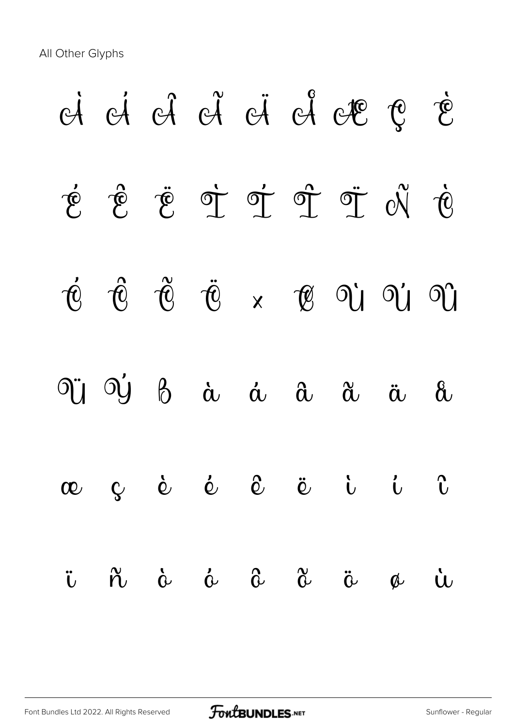All Other Glyphs

À Á Â Ã Ä Å Æ Ç È

É Ê Ë Ì Í Î Ï Ñ Ò

Ó Ô Õ Ö × Ø Ù Ú Û

Ü Ý ß à á â ã ä å

æ ç è é ê ë ì í î

ï ñ ò ó ô õ ö ø ù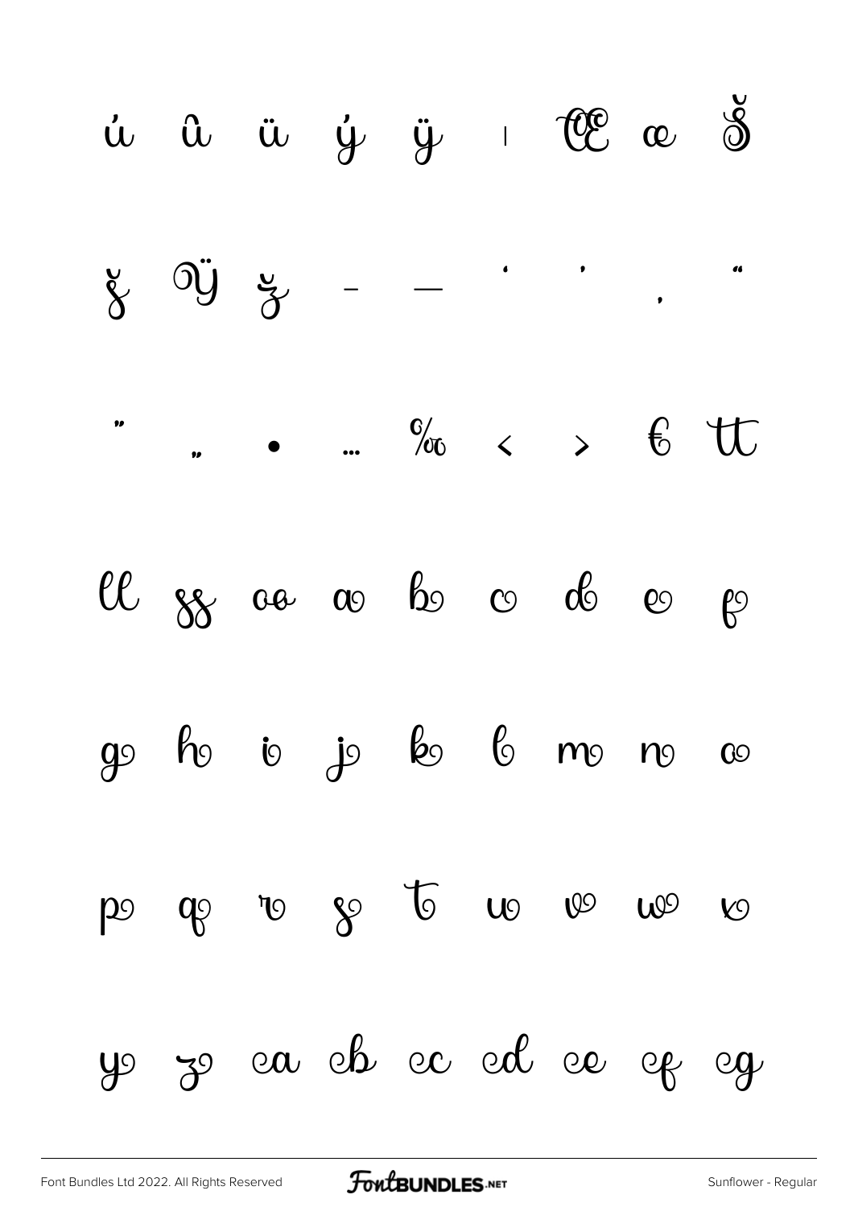ú û ü ý ÿ ı Œ œ Š

š Ÿ ž – — ' ' ‚ "

" „ • … ‰ ‹ › € tt

ll ss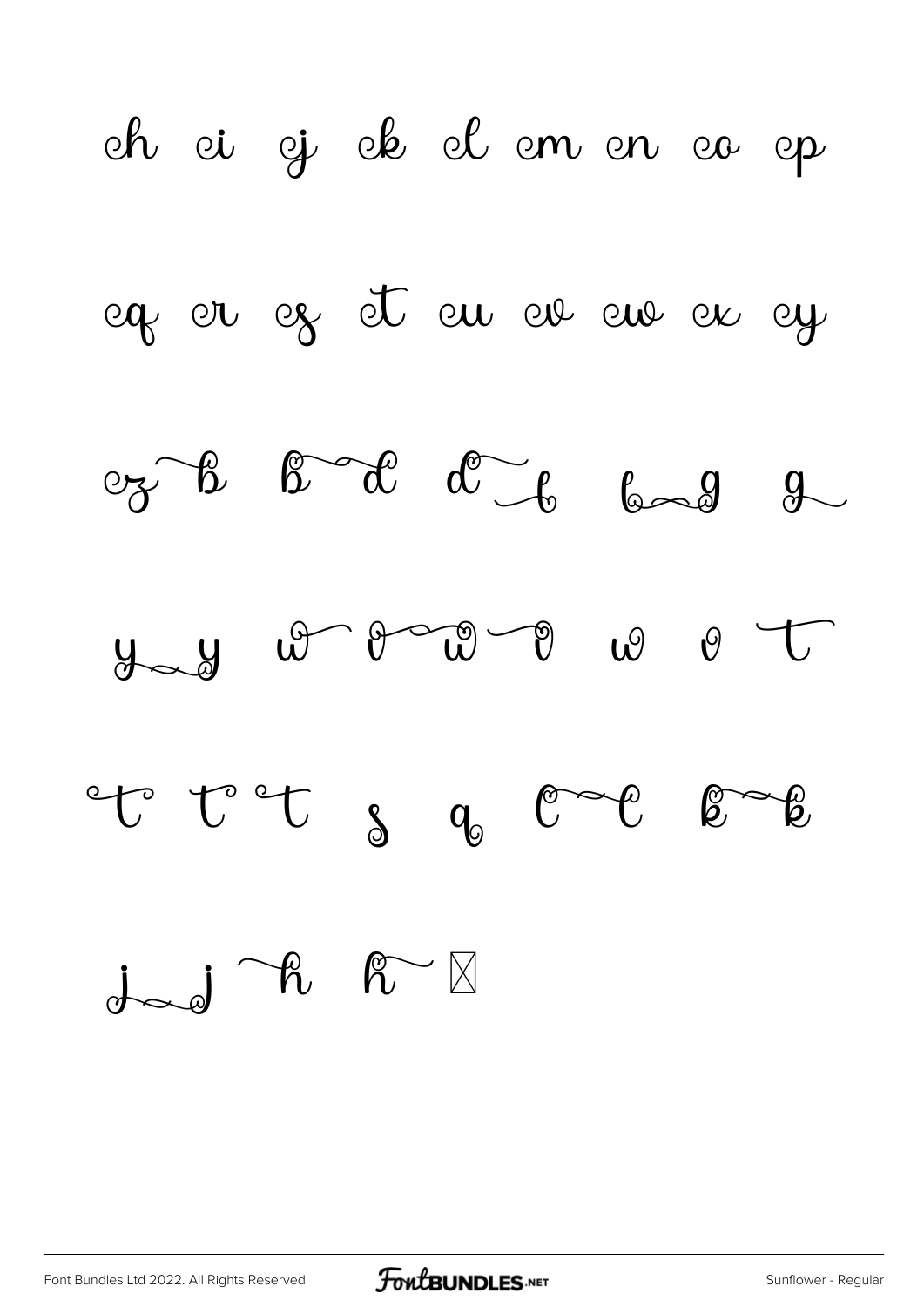ch ci cj ck cl cm cn co cp

cq cr cs ct cu cv cw cx cy

cz b b d d f f g g

y y w v w v w v t

t t t s q l l k k

j j h h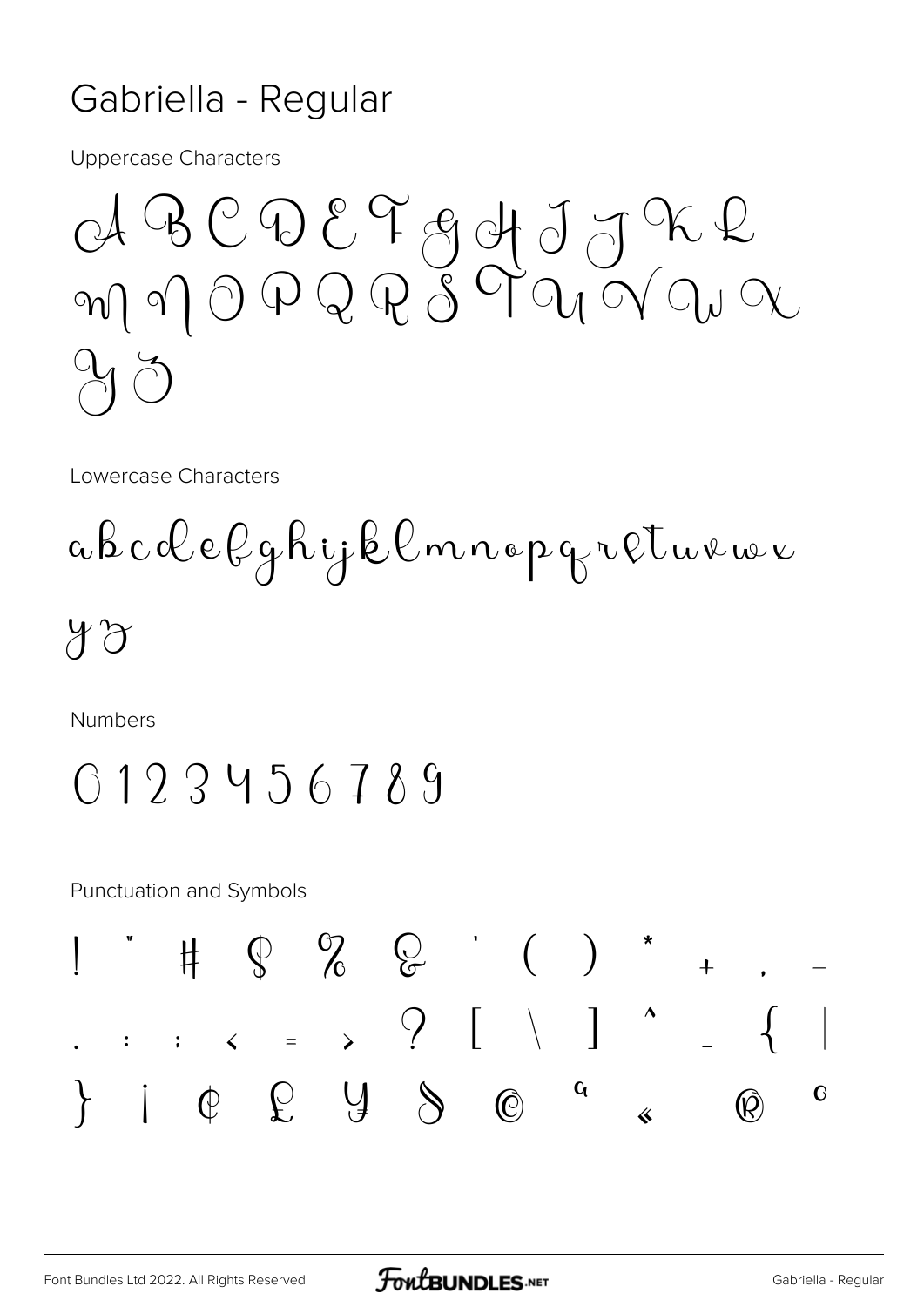# Gabriella - Regular

Uppercase Characters

A B C D E F G H I J K L
M N O P Q R S T U V W X
Y Z

Lowercase Characters

a b c d e f g h i j k l m n o p q r s t u v w x
y z

Numbers

0 1 2 3 4 5 6 7 8 9

Punctuation and Symbols

! " # $ % & ' ( ) * + , -
. : ; < = > ? [ \ ] ^ _ { |
} ¡ ¢ £ ¥ § © ª « ® º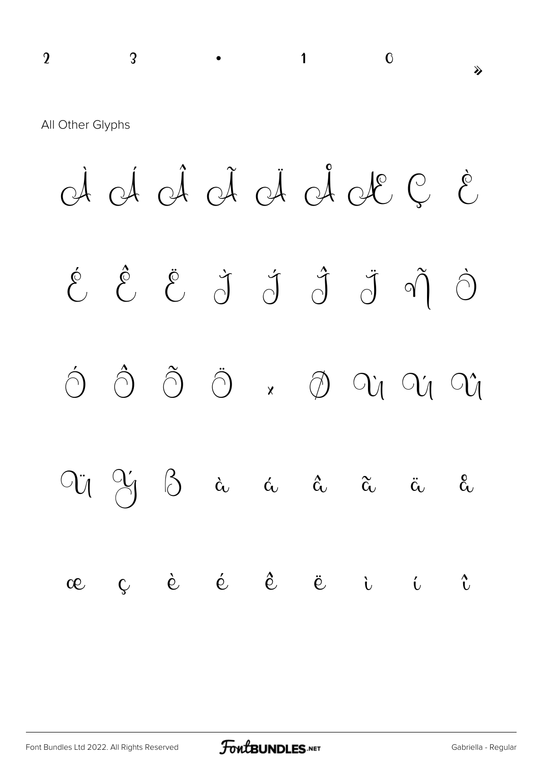2 3 • 1 0 »

All Other Glyphs

À Á Â Ã Ä Å Æ Ç È

É Ê Ë Ì Í Î Ï Ñ Ò

Ó Ô Õ Ö × Ø Ù Ú Û

Ü Ý ß à á â ã ä å

æ ç è é ê ë ì í î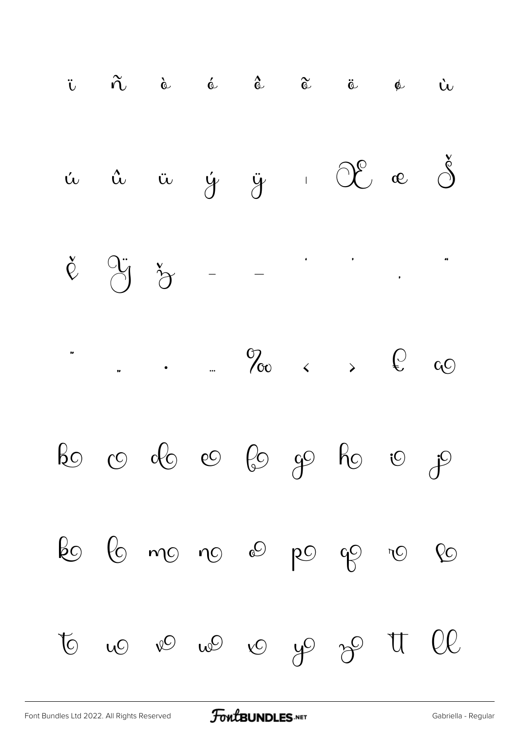ï ñ ò ó ô õ ö ø ù

ú û ü ý ÿ ı Œ œ Š

ě Ÿ ž – — ' ' ‚ "

" „ • … ‰ ‹ › € a

b c d e f g h i j

k l m n o p q r s

t u v w x y z tt ll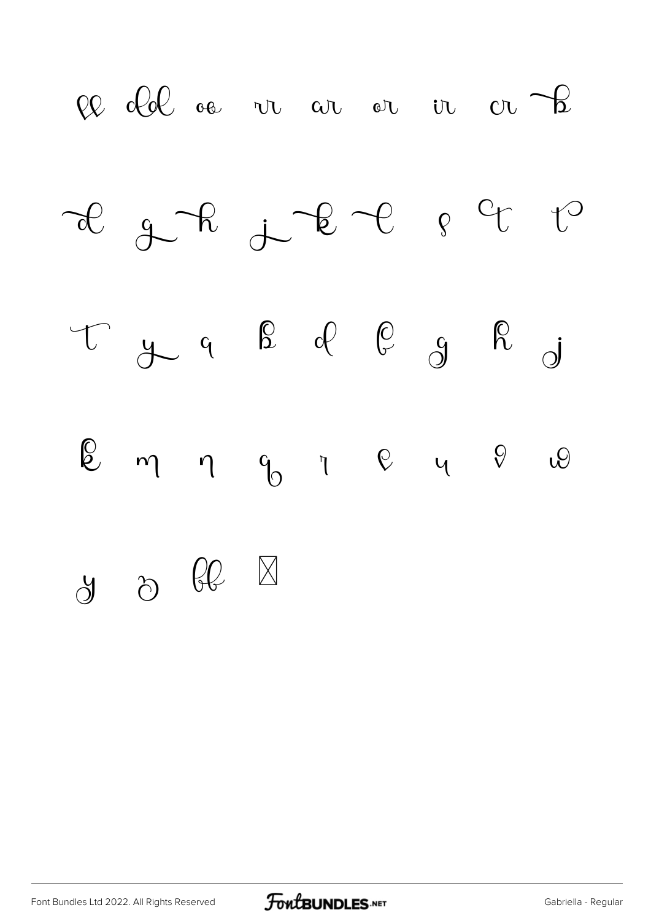ee ddl oo rr ar or ir cr b

d g h j k l ç t t

t y q b d b g h j

k m n q r e u v w

y z bb ☒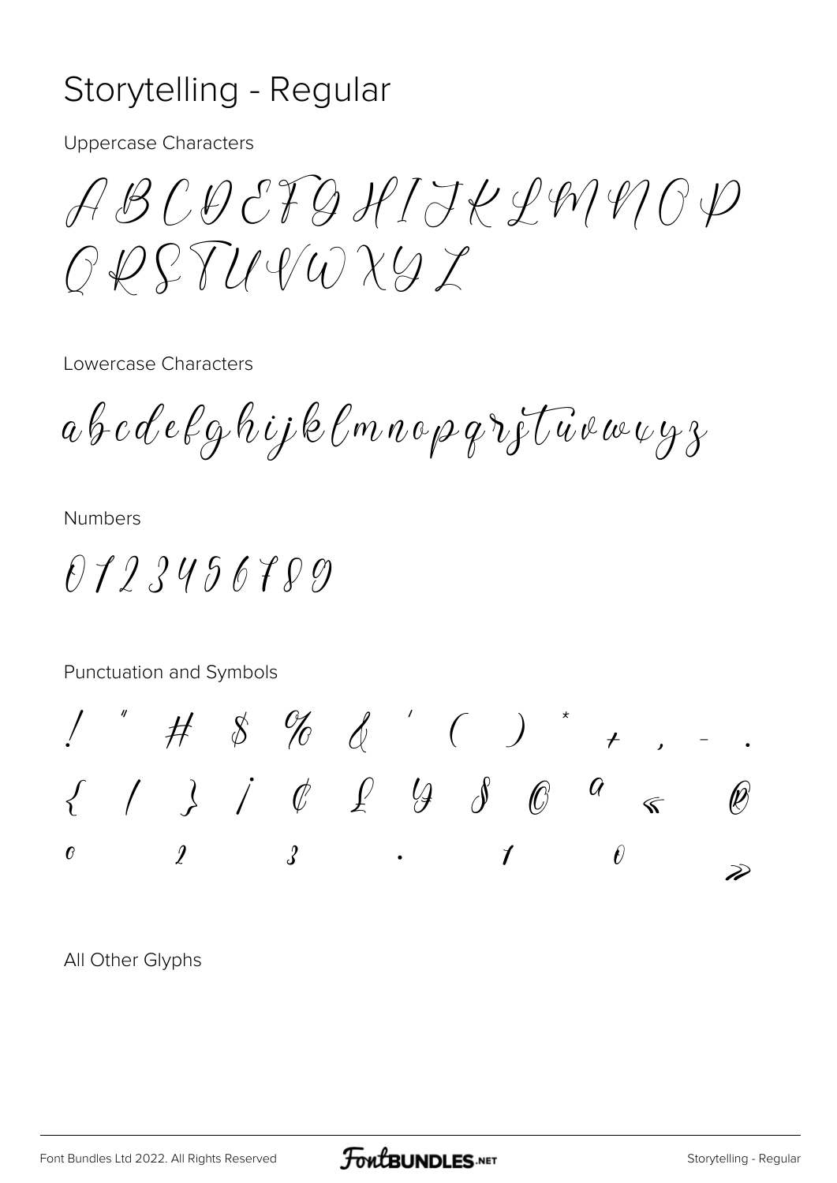# Storytelling - Regular

Uppercase Characters

A B C D E F G H I J K L M N O P
Q R S T U V W X Y Z

Lowercase Characters

a b c d e f g h i j k l m n o p q r s t u v w x y z

Numbers

0 1 2 3 4 5 6 7 8 9

Punctuation and Symbols

! " # $ % & ' ( ) * + , - .
{ | } ¡ ¢ £ ¥ § © ª « ®
º ² ³ · ¹ º »

All Other Glyphs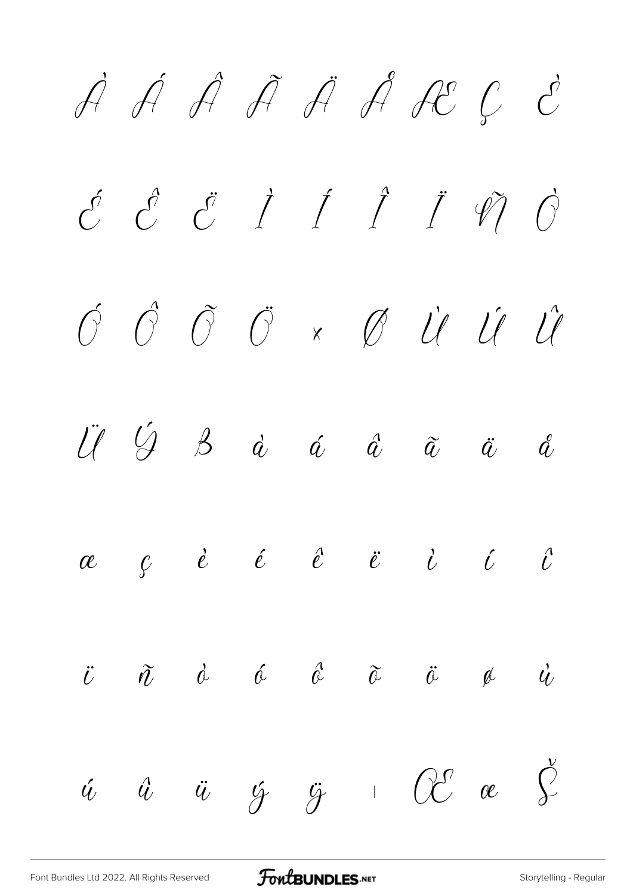À Á Â Ã Ä Å Æ Ç È

É Ê Ë Ì Í Î Ï Ñ Ò

Ó Ô Õ Ö × Ø Ù Ú Û

Ü Ý ß à á â ã ä å

æ ç è é ê ë ì í î

ï ñ ò ó ô õ ö ø ù

ú û ü ý ÿ ı Œ œ Š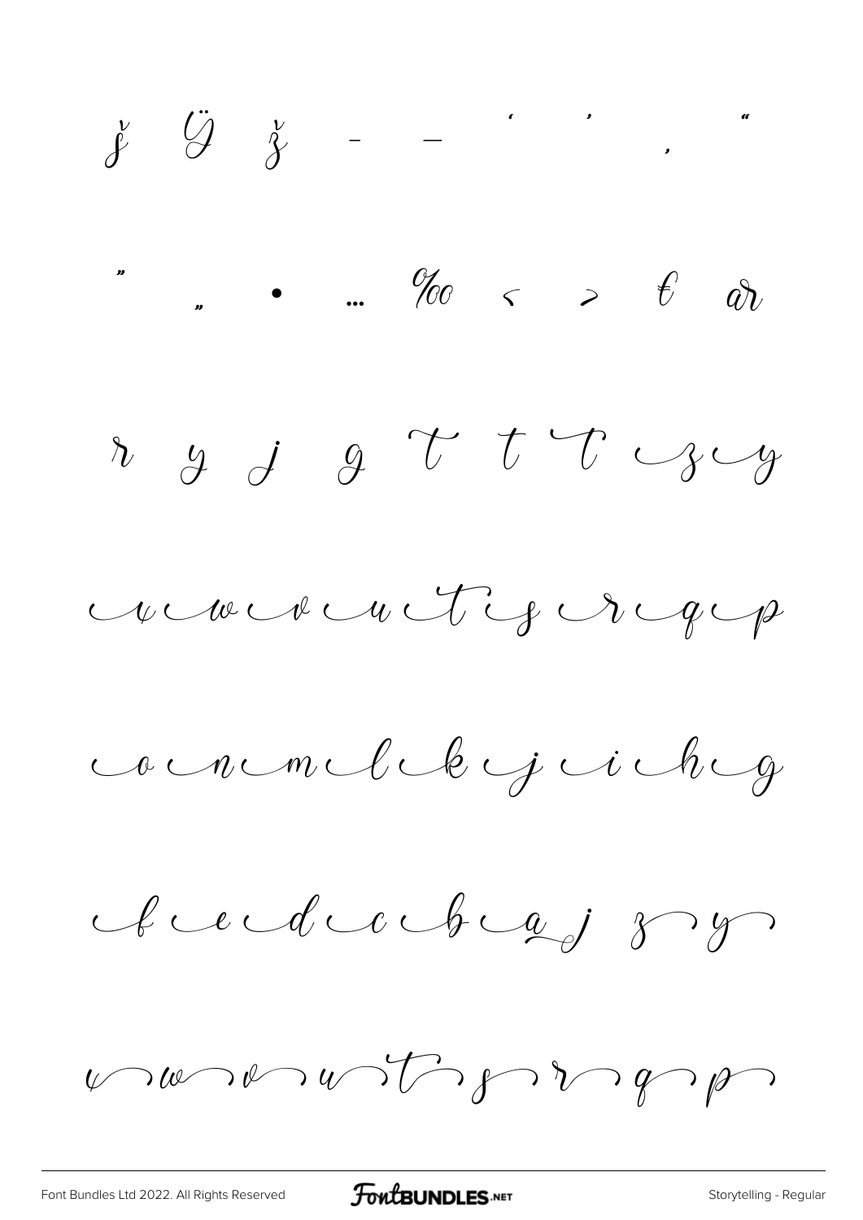ĵ Ÿ ž ‐ – ‘ ’ ‚ “

” „ • … ‰ ‹ › € ar

r y j g T t T z y

v w v u t s r q p

o n m l k j i h g

f e d c b a j z y

v w v u t s r q p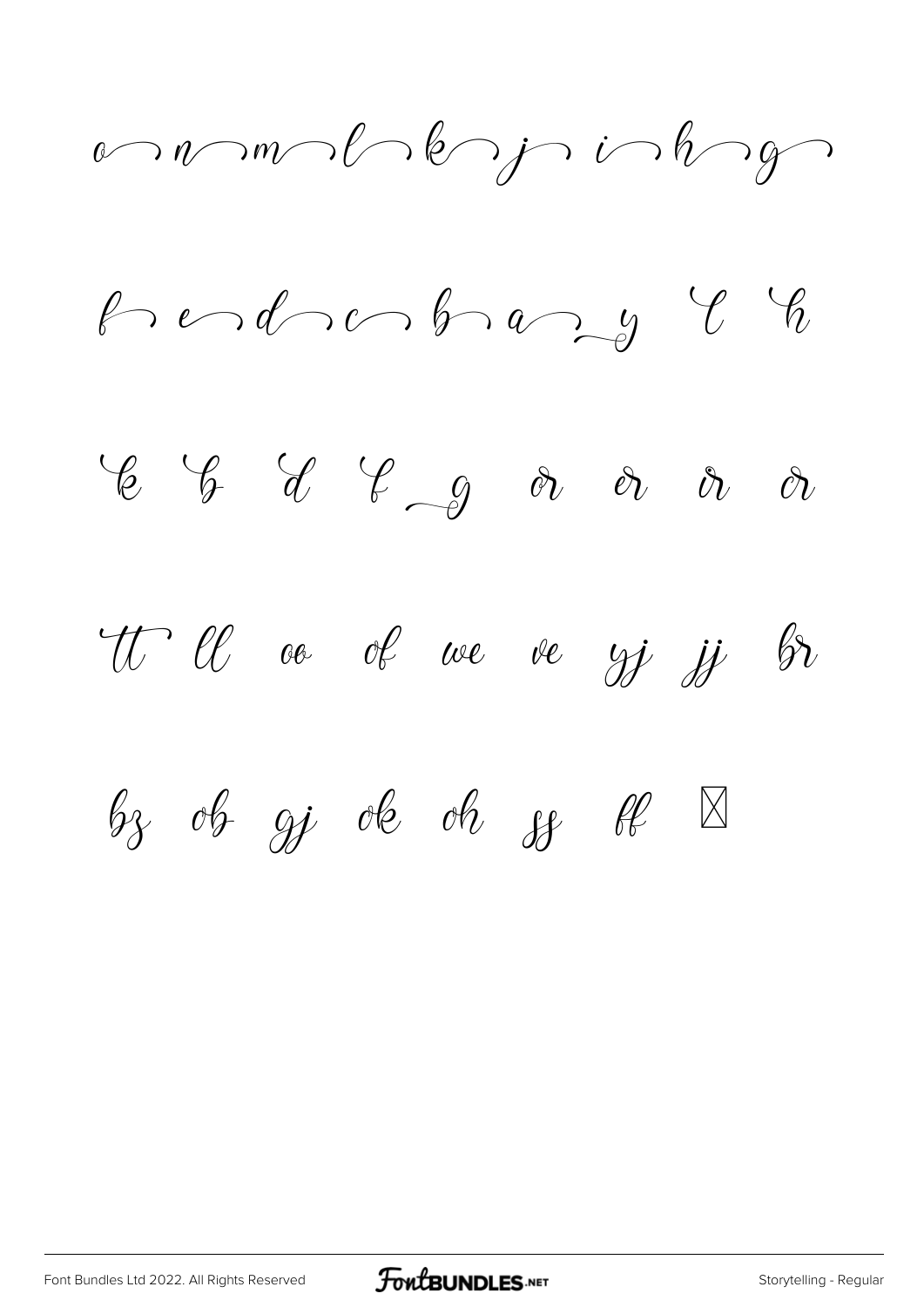o n m l k j i h g

f e d c b a y l h

k b d f g or er ir cr

tt ll oo of we ve yj jj br

bz ob gj ok oh ss ff ☒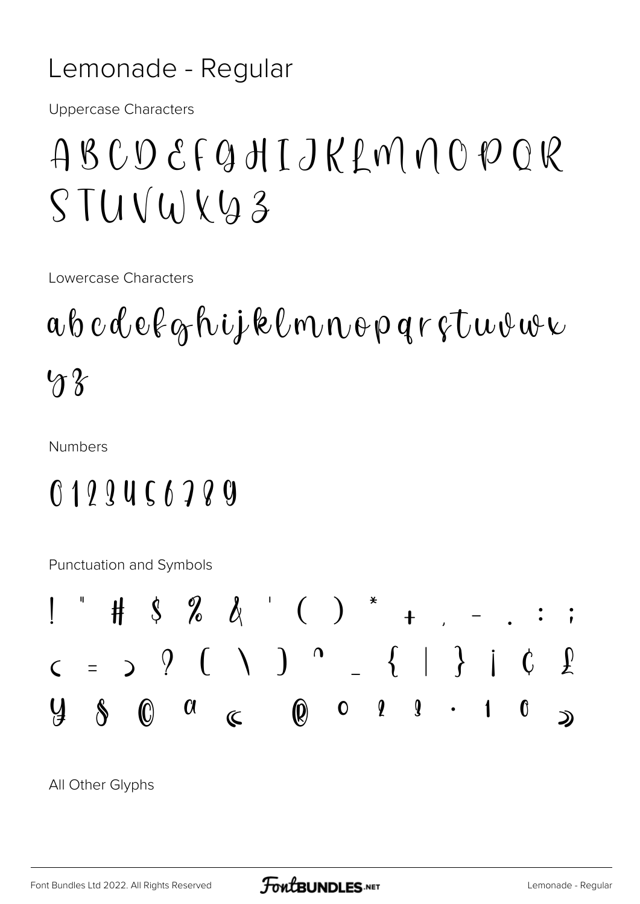# Lemonade - Regular

Uppercase Characters

A B C D E F G H I J K L M N O P Q R S T U V W X Y Z

Lowercase Characters

a b c d e f g h i j k l m n o p q r s t u v w x y z

Numbers

0 1 2 3 4 5 6 7 8 9

Punctuation and Symbols

! " # $ % & ' ( ) * + , - . : ; < = > ? [ \ ] ^ _ { | } ¡ ¢ £ ¥ § © ª « ® ° ² ³ · ¹ º »

All Other Glyphs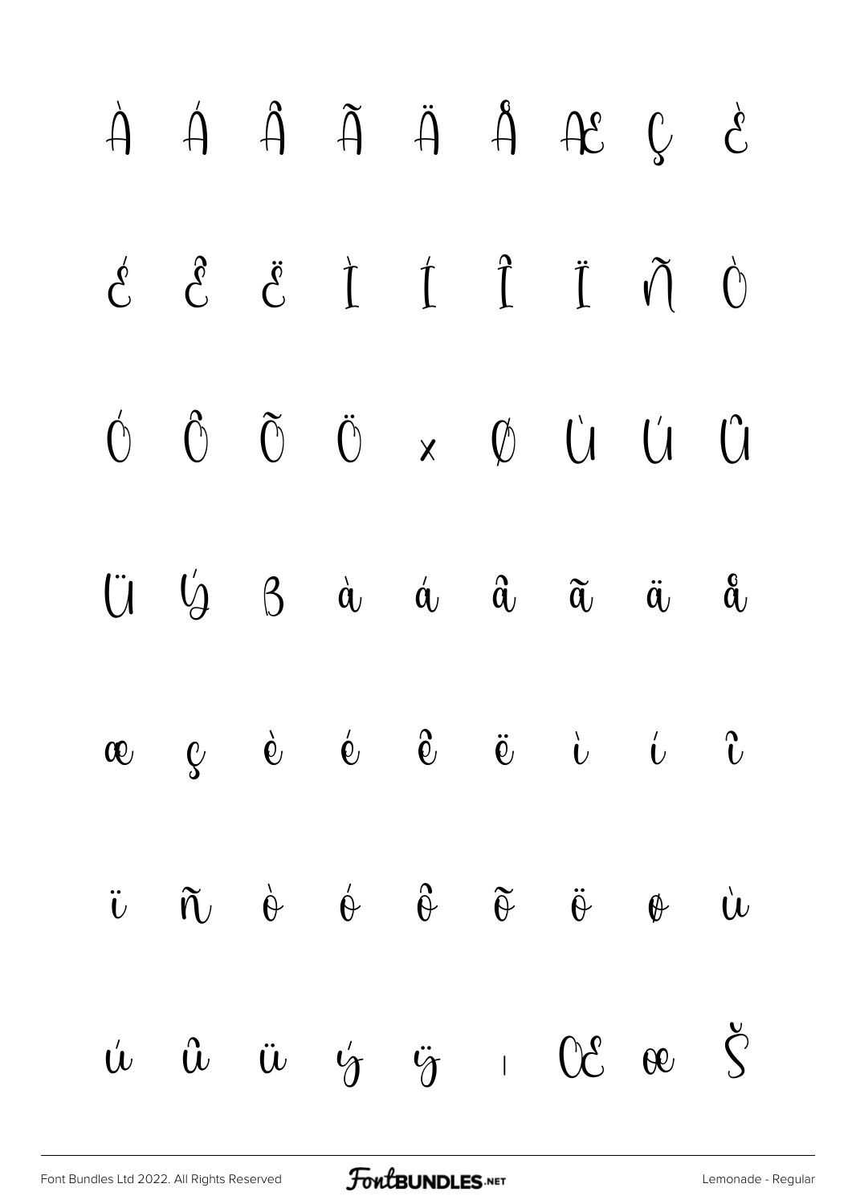À Á Â Ã Ä Å Æ Ç È

É Ê Ë Ì Í Î Ï Ñ Ò

Ó Ô Õ Ö × Ø Ù Ú Û

Ü Ý ß à á â ã ä å

æ ç è é ê ë ì í î

ï ñ ò ó ô õ ö ø ù

ú û ü ý ÿ ı Œ œ Š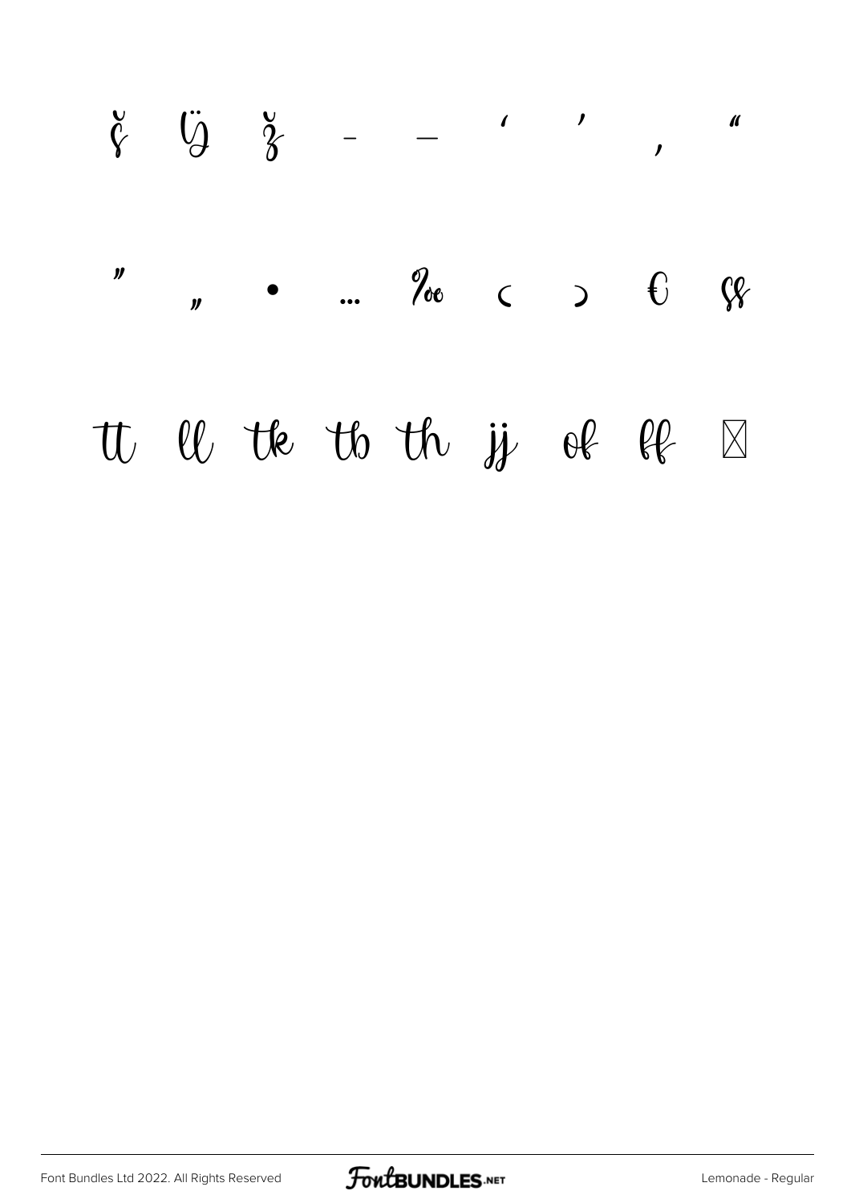š ÿ ž – — ‘ ’ ‚ “

” „ • … ‰ ‹ › € ß

tt ll tk tb th jj of ff ￼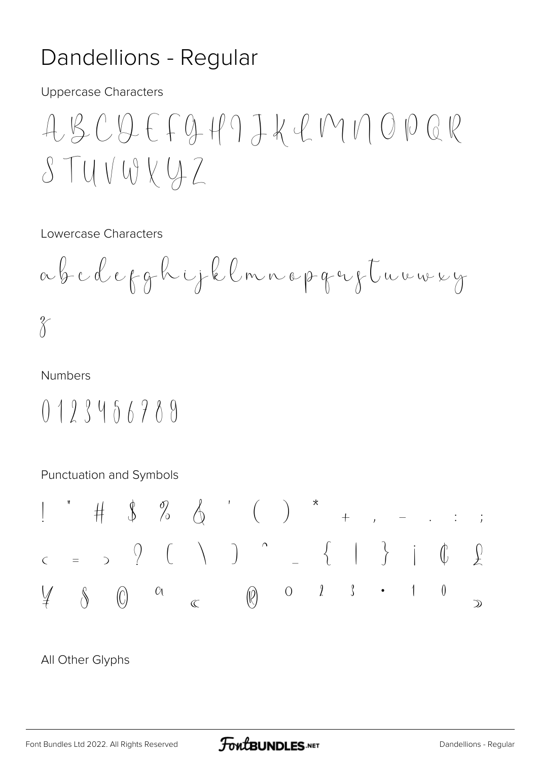# Dandellions - Regular

Uppercase Characters

A B C D E F G H I J K L M N O P Q R S T U V W X Y Z

Lowercase Characters

a b c d e f g h i j k l m n o p q r s t u v w x y z

Numbers

0 1 2 3 4 5 6 7 8 9

Punctuation and Symbols

! " # $ % & ' ( ) * + , - . : ; < = > ? [ \ ] ^ _ { | } ¡ ¢ £ ¥ § © ª « ® ° ² ³ · ¹ º »

All Other Glyphs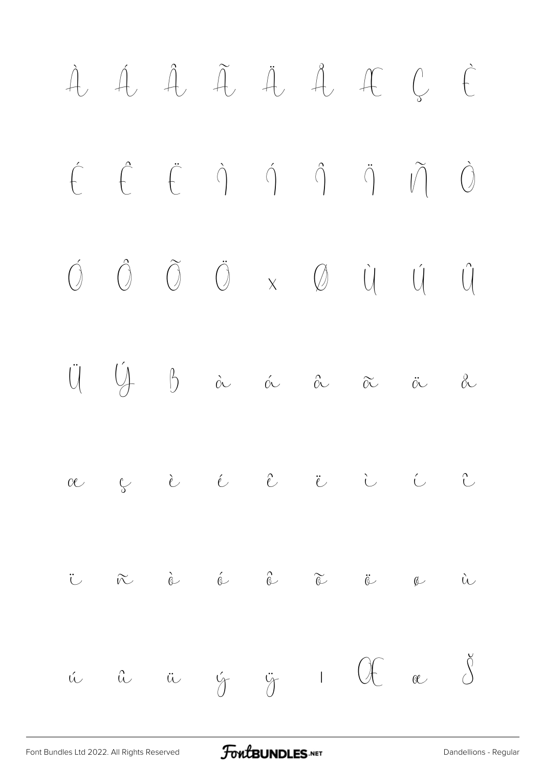À Á Â Ã Ä Å Æ Ç È

É Ê Ë Ì Í Î Ï Ñ Ò

Ó Ô Õ Ö × Ø Ù Ú Û

Ü Ý ß à á â ã ä å

æ ç è é ê ë ì í î

ï ñ ò ó ô õ ö ø ù

ú û ü ý ÿ ı Œ œ Š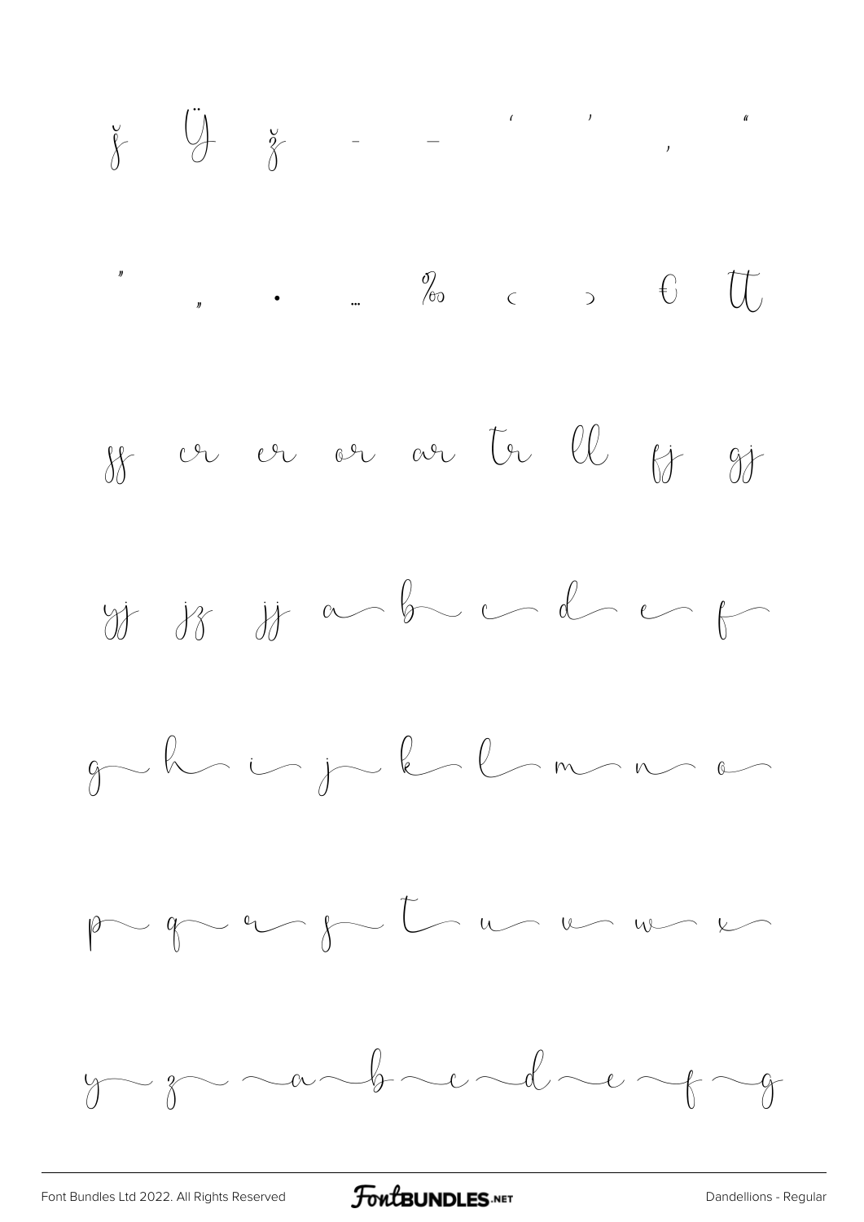ĵ Ÿ ž - – ‘ ’ ‚ “

” „ • … ‰ ‹ › € tt

ss cr er or ar tr ll fj gj

yj jz jj a b c d e f

g h i j k l m n o

p q r s t u v w x

y z a b c d e f g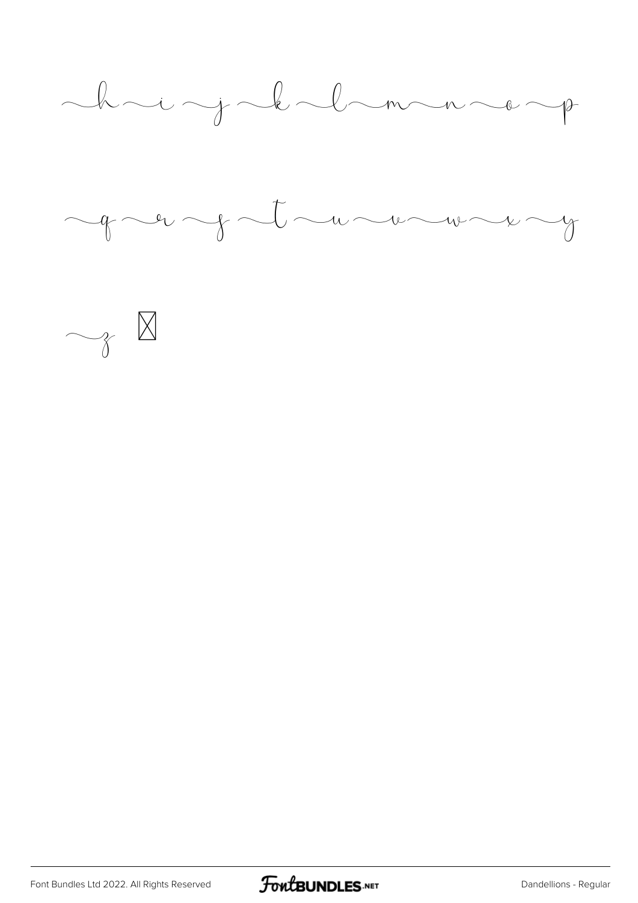~h ~i ~j ~k ~l ~m ~n ~o ~p

~q ~r ~s ~t ~u ~v ~w ~x ~y

~z ⊠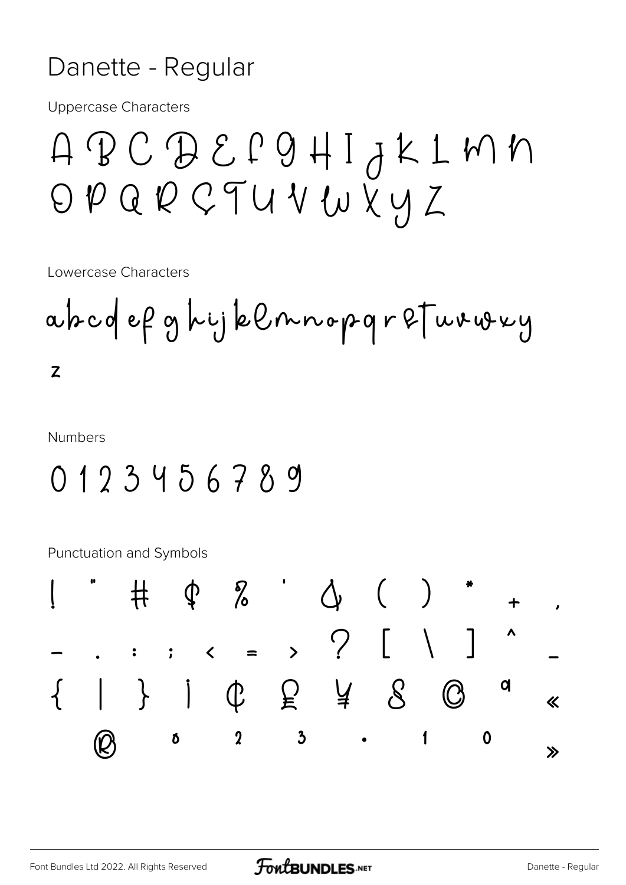# Danette - Regular

Uppercase Characters

A B C D E F G H I J K L M N
O P Q R S T U V W X Y Z

Lowercase Characters

a b c d e f g h i j k l m n o p q r s t u v w x y
z

Numbers

0 1 2 3 4 5 6 7 8 9

Punctuation and Symbols

! " # $ % ' & ( ) * + ,
- . : ; < = > ? [ \ ] ^ _
{ | } ¡ ¢ £ ¥ § © ª «
® ° ² ³ · ¹ º »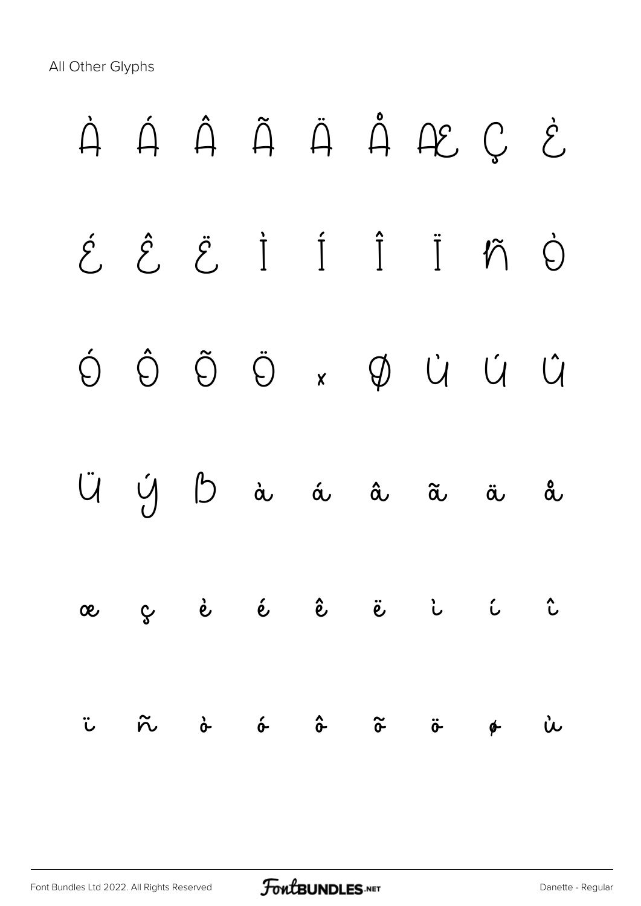All Other Glyphs

À Á Â Ã Ä Å Æ Ç È

É Ê Ë Ì Í Î Ï Ñ Ò

Ó Ô Õ Ö × Ø Ù Ú Û

Ü Ý Þ à á â ã ä å

æ ç è é ê ë ì í î

ï ñ ò ó ô õ ö ø ù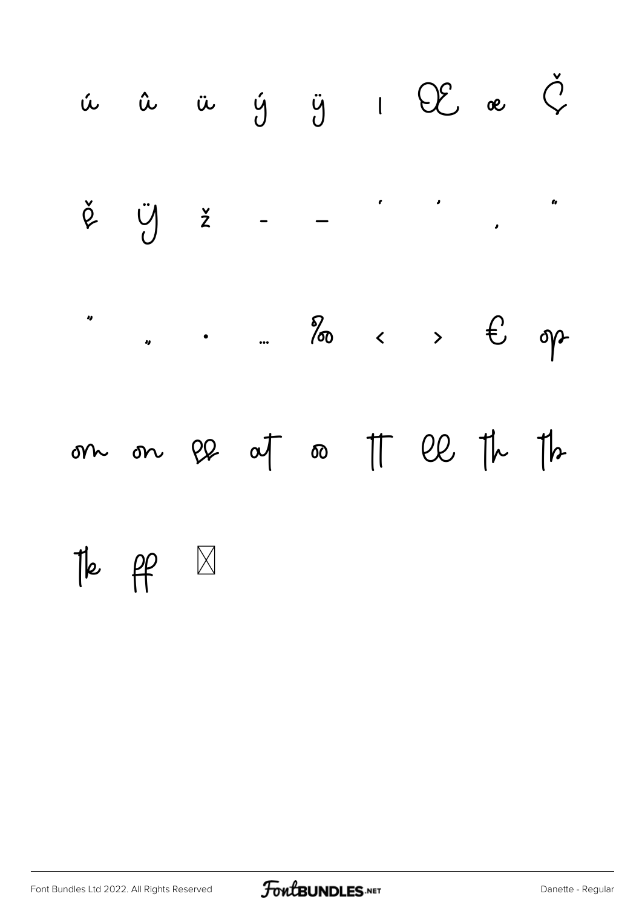ú û ü ý ÿ ı Œ œ Č

č Ÿ ž – — ' ' ‚ "

" „ • … ‰ ‹ › € op

om on ee at oo tt ee th tb

tk ff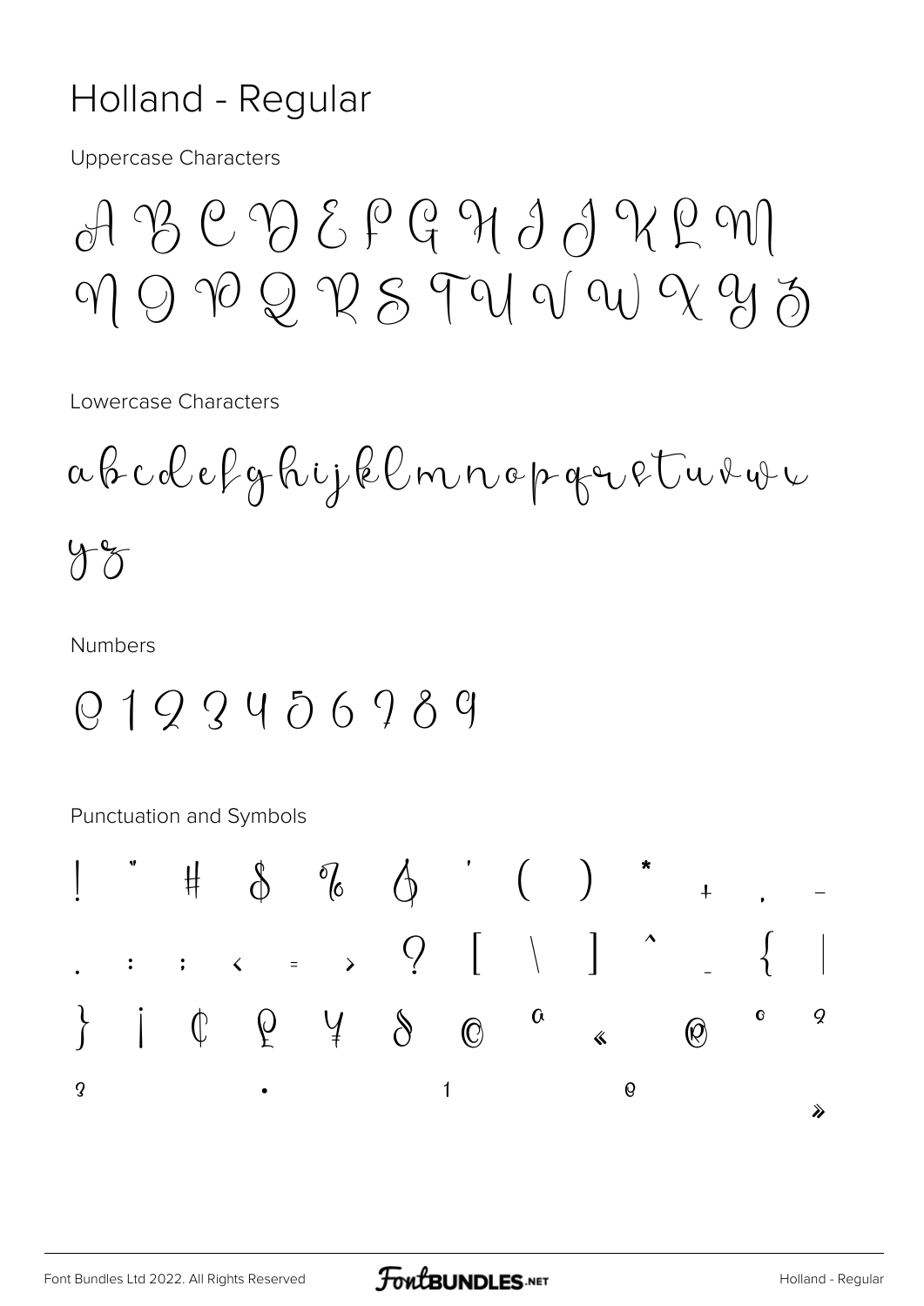# Holland - Regular

Uppercase Characters

A B C D E F G H I J K L M
N O P Q R S T U V W X Y Z

Lowercase Characters

a b c d e f g h i j k l m n o p q r s t u v w x
y z

Numbers

0 1 2 3 4 5 6 7 8 9

Punctuation and Symbols

! " # $ % & ' ( ) * + , -
. : ; < = > ? [ \ ] ^ _ { |
} ¡ ¢ £ ¥ § © ª « ® ° ²
³ · ¹ º »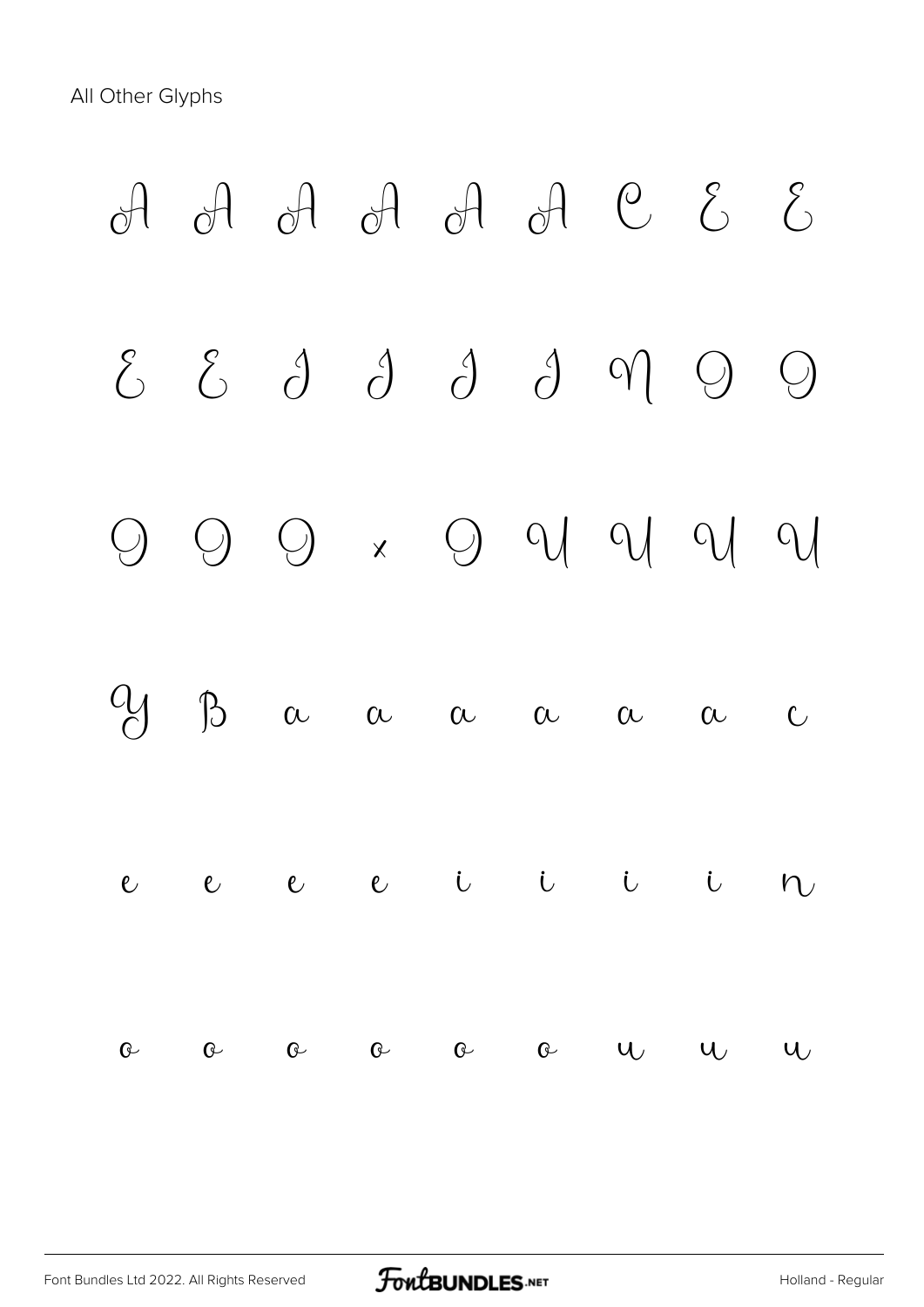All Other Glyphs

À Á Â Ã Ä Å Ç È É

Ê Ë Ì Í Î Ï Ñ Ò Ó

Ô Õ Ö × Ø Ù Ú Û Ü

Ý ß à á â ã ä å ç

è é ê ë ì í î ï ñ

ò ó ô õ ö ø ù ú û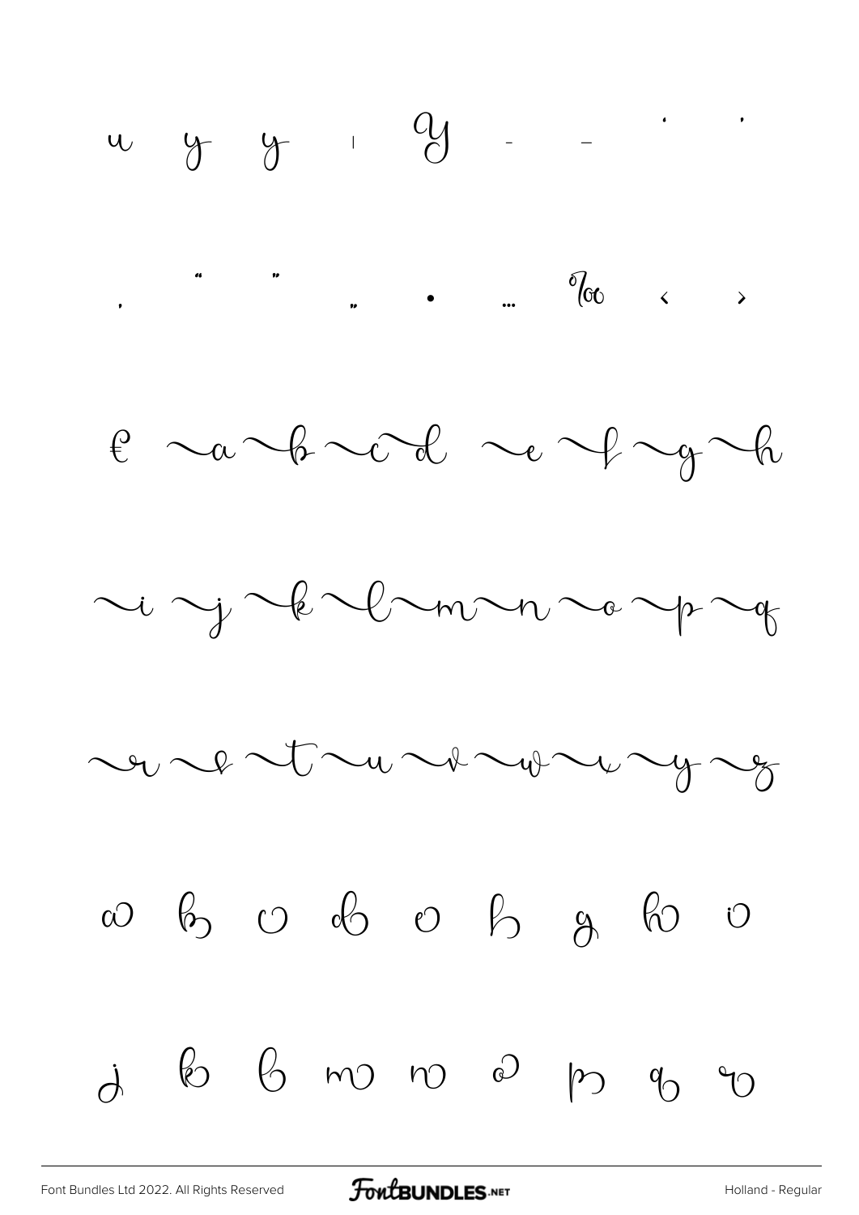u y y ı Y - – ' '

, " " „ • … ‰ ‹ ›

€ ~a ~b ~c ~d ~e ~f ~g ~h

~i ~j ~k ~l ~m ~n ~o ~p ~q

~r ~s ~t ~u ~v ~w ~x ~y ~z

a b c d e f g h i

j k l m n o p q r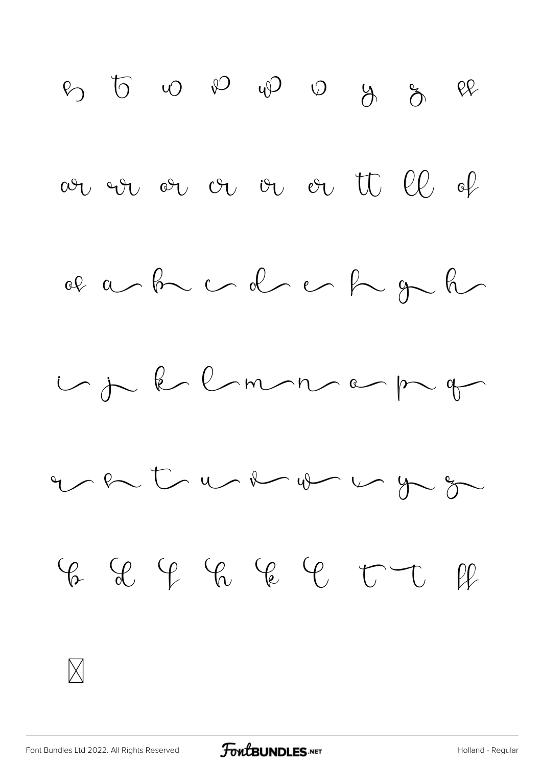s t w v w v y z ee

ar vr or cr ir er tt ll of

of a b c d e f g h

i j k l m n o p q

r s t u v w x y z

b d f h k l t t ll

☒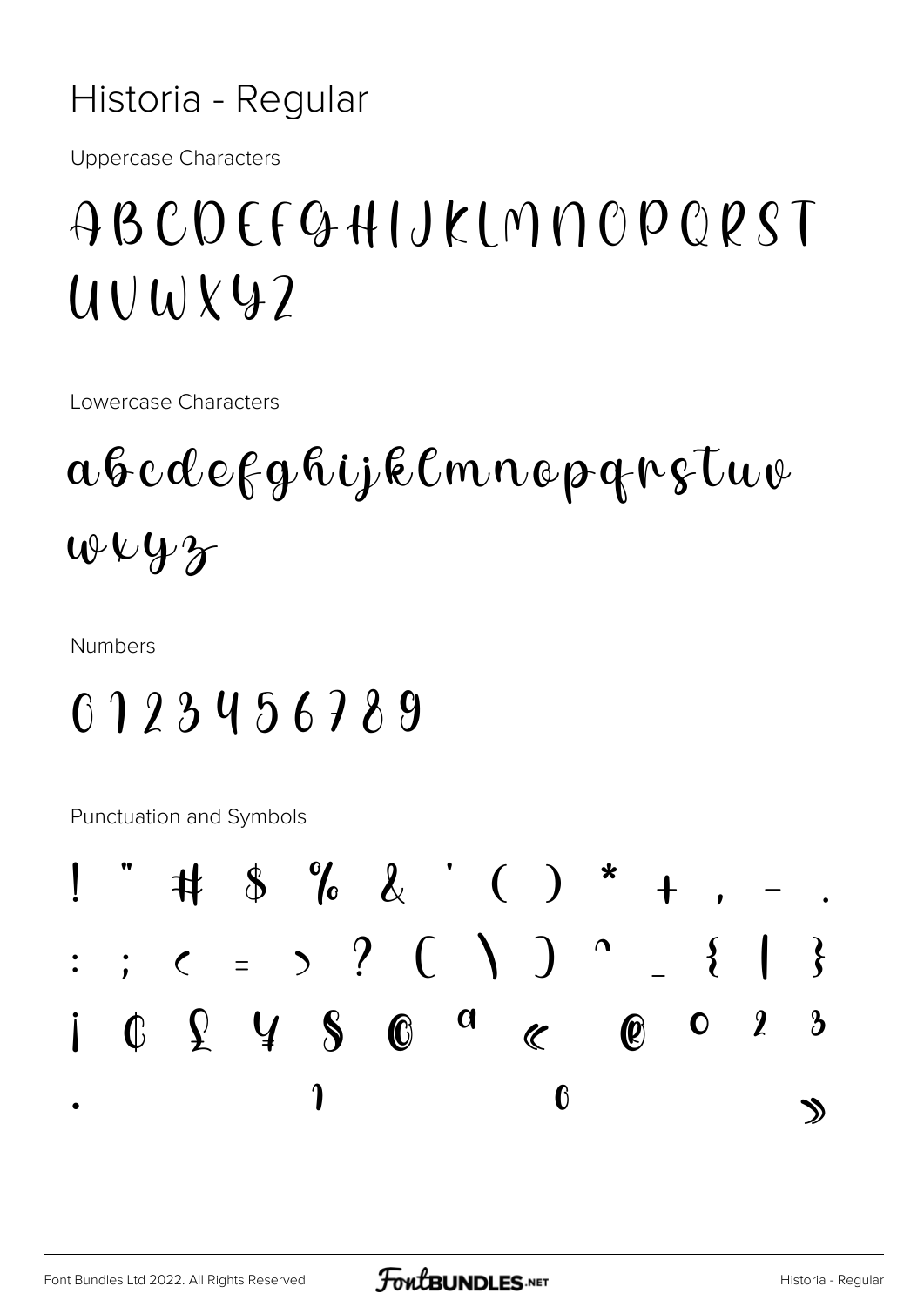# Historia - Regular

Uppercase Characters

ABCDEFGHIJKLMNOPQRST
UVWXYZ

Lowercase Characters

abcdefghijklmnopqrstuv
wxyz

Numbers

0123456789

Punctuation and Symbols

! " # $ % & ' ( ) * + , - .
: ; < = > ? [ \ ] ^ _ { | }
¡ ¢ £ ¥ § © ª « ® ° ² ³
· ¹ º »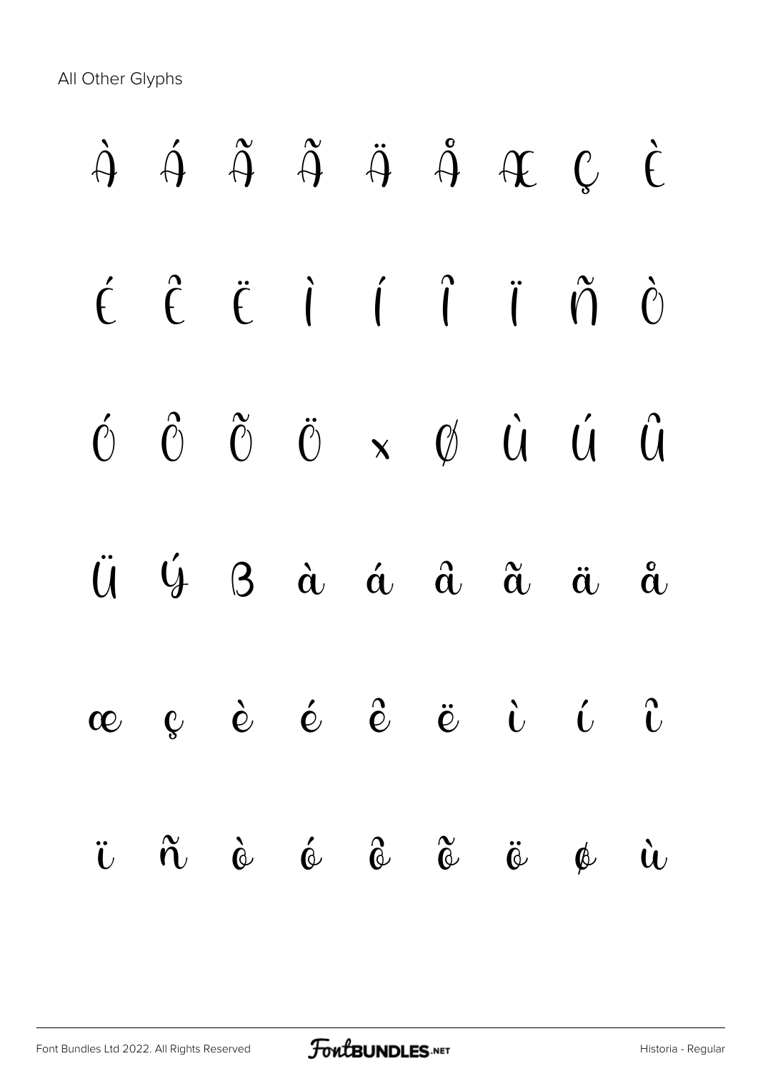All Other Glyphs

À Á Ã Ã Ä Å Æ Ç È

É Ê Ë Ì Í Î Ï Ñ Ò

Ó Ô Õ Ö × Ø Ù Ú Û

Ü Ý ß à á â ã ä å

æ ç è é ê ë ì í î

ï ñ ò ó ô õ ö ø ù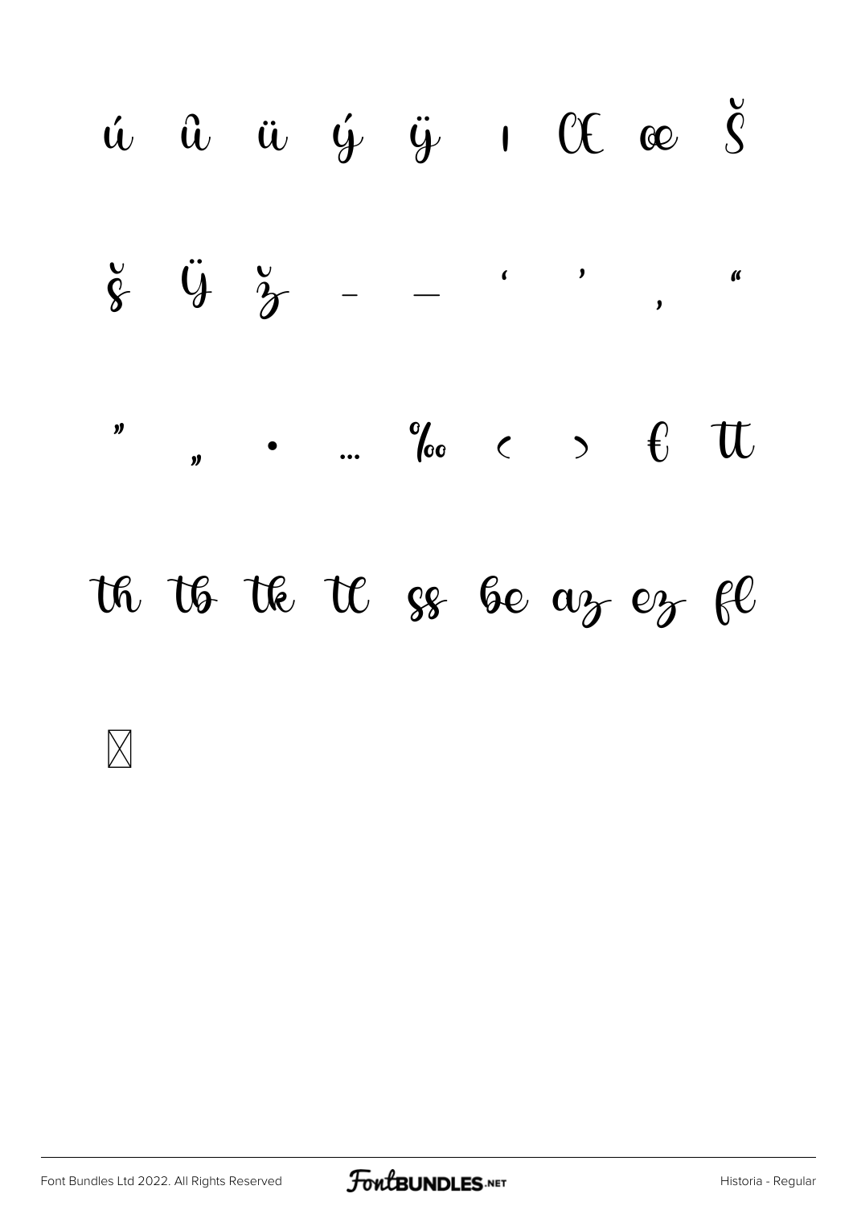ú û ü ý ÿ ı Œ œ Š

š Ÿ ž – — ‘ ’ ‚ “

” „ • … ‰ ‹ › € tt

th tb tk tl ss be az ez fl

⊠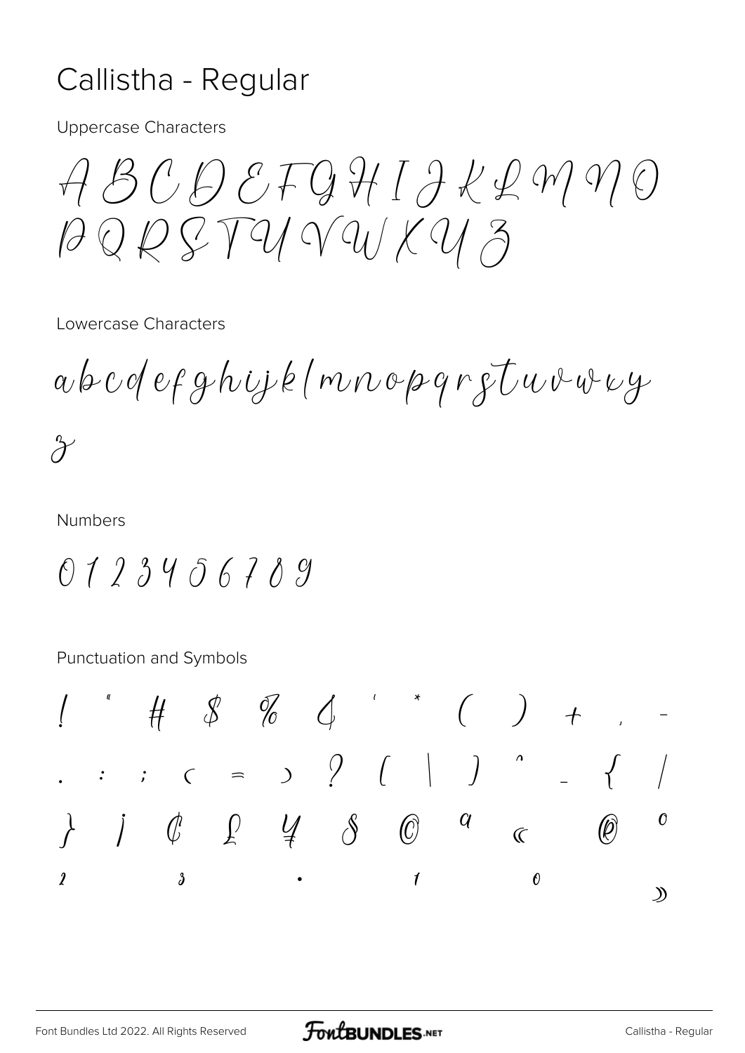# Callistha - Regular

Uppercase Characters

A B C D E F G H I J K L M N O
P Q R S T U V W X Y Z

Lowercase Characters

a b c d e f g h i j k l m n o p q r s t u v w x y
z

Numbers

0 1 2 3 4 5 6 7 8 9

Punctuation and Symbols

! " # $ % & ' * ( ) + , -
. : ; < = > ? [ \ ] ^ _ { |
} ¡ ¢ £ ¥ § © ª « ® °
² ³ · ¹ º »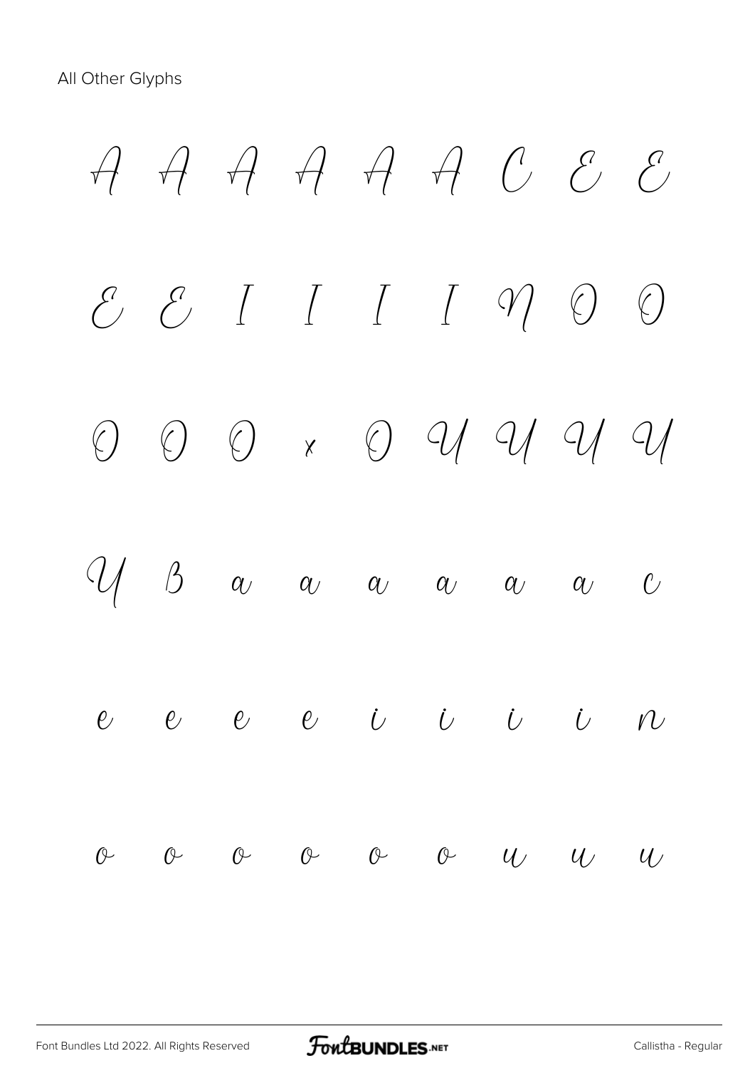All Other Glyphs

À Á Â Ã Ä Å Ç È É

Ê Ë Ì Í Î Ï Ñ Ò Ó

Ô Õ Ö × Ø Ù Ú Û

Ü ß à á â ã ä å ç

è é ê ë ì í î ï ñ

ò ó ô õ ö ø ù ú û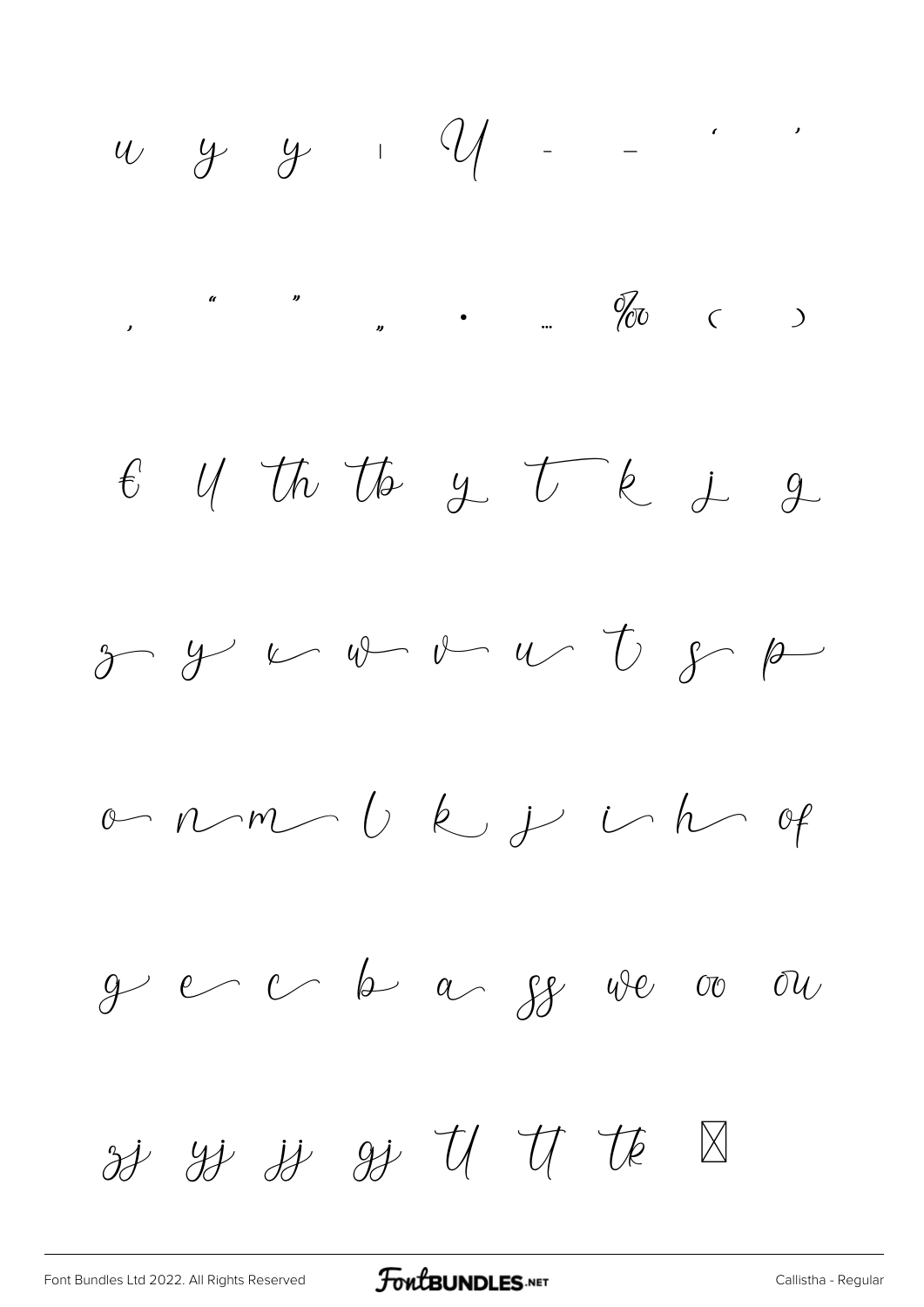ű ŷ ÿ ı Ű ‐ – ' '

, " " „ • … ‰ ‹ ›

€ Ư Th Tb y T k j g

z y v w v u t s p

o n m l k j i h of

g e c b a ss we oo ou

zj yj jj gj Tl Tt Tk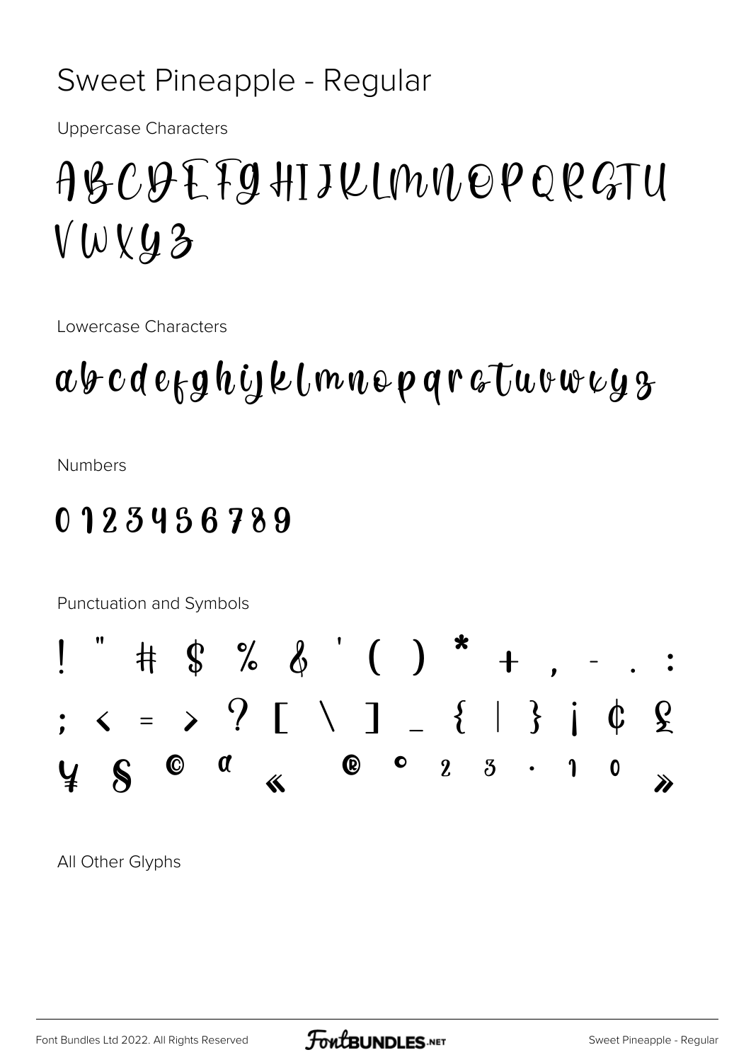# Sweet Pineapple - Regular

Uppercase Characters

ABCDEFGHIJKLMNOPQRSTU
VWXYZ

Lowercase Characters

abcdefghijklmnopqrstuvwxyz

Numbers

0123456789

Punctuation and Symbols

! " # $ % & ' ( ) * + , - . :
; < = > ? [ \ ] _ { | } ¡ ¢ £
¥ § © ª « ® ° ² ³ · ¹ º »

All Other Glyphs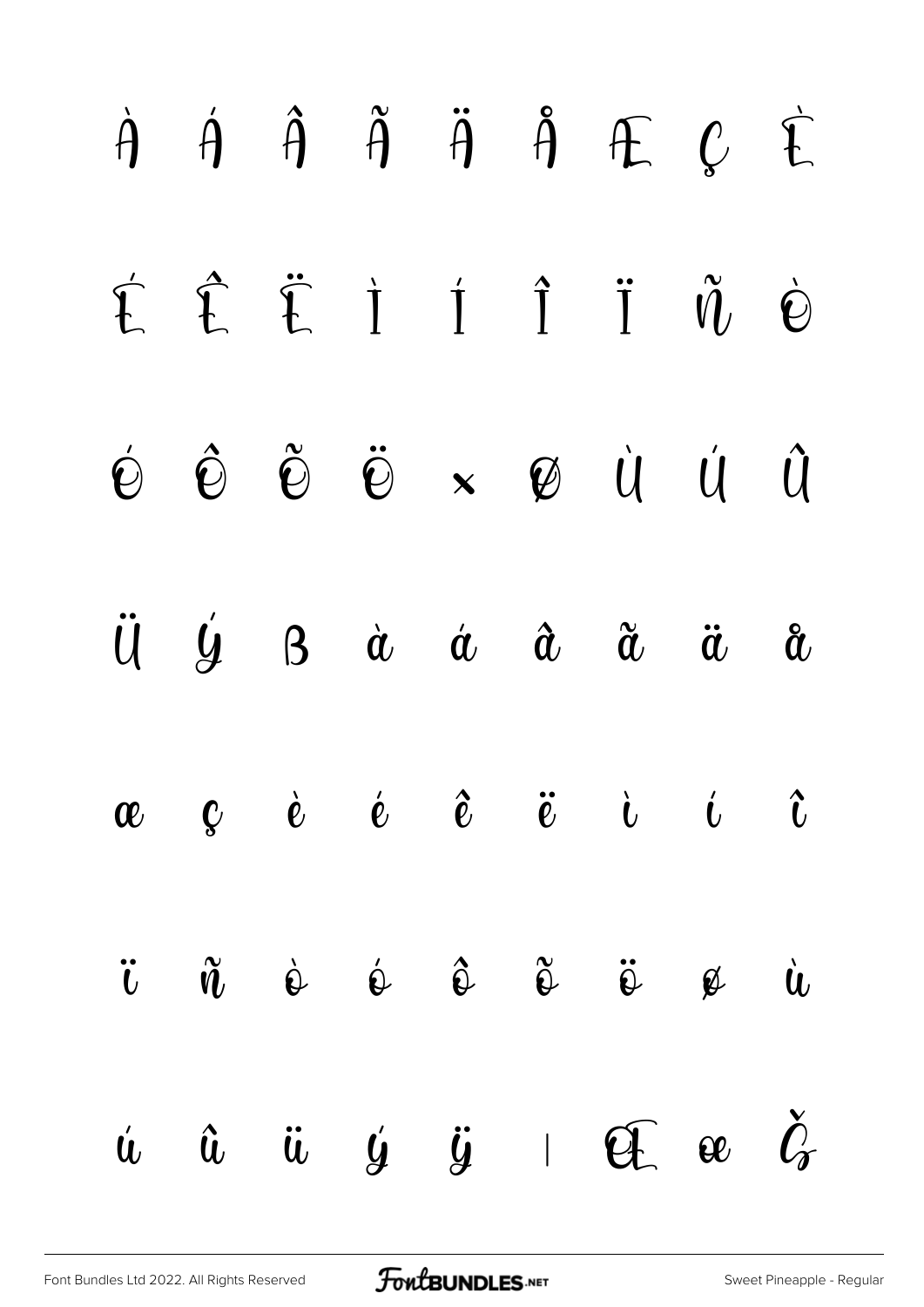À Á Â Ã Ä Å Æ Ç È

É Ê Ë Ì Í Î Ï Ñ Ò

Ó Ô Õ Ö × Ø Ù Ú Û

Ü Ý ß à á â ã ä å

æ ç è é ê ë ì í î

ï ñ ò ó ô õ ö ø ù

ú û ü ý ÿ ı Œ œ Č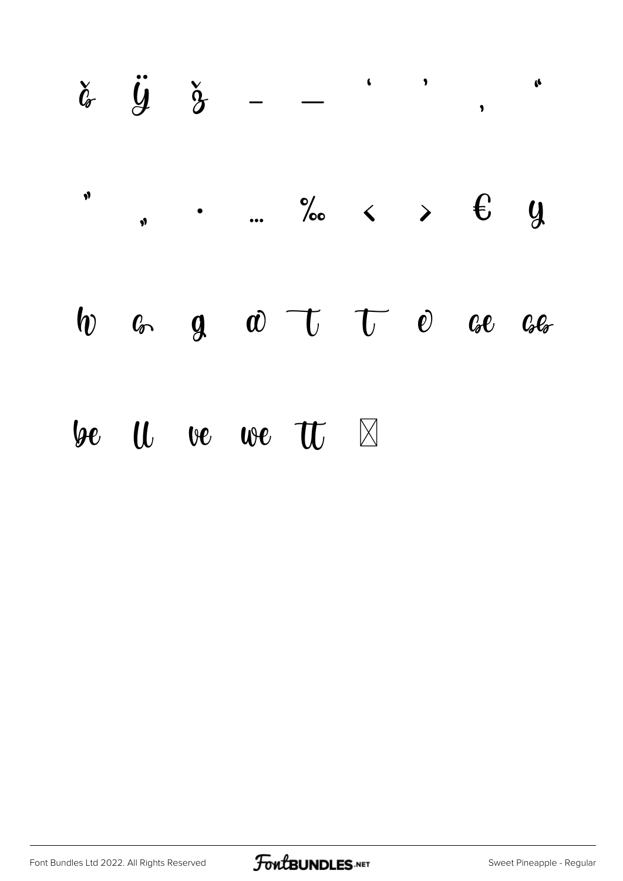č Ÿ ž – — ‘ ’ ‚ “

” „ • … ‰ ‹ › € y

h g g a t t e ce ce

be ll ve we tt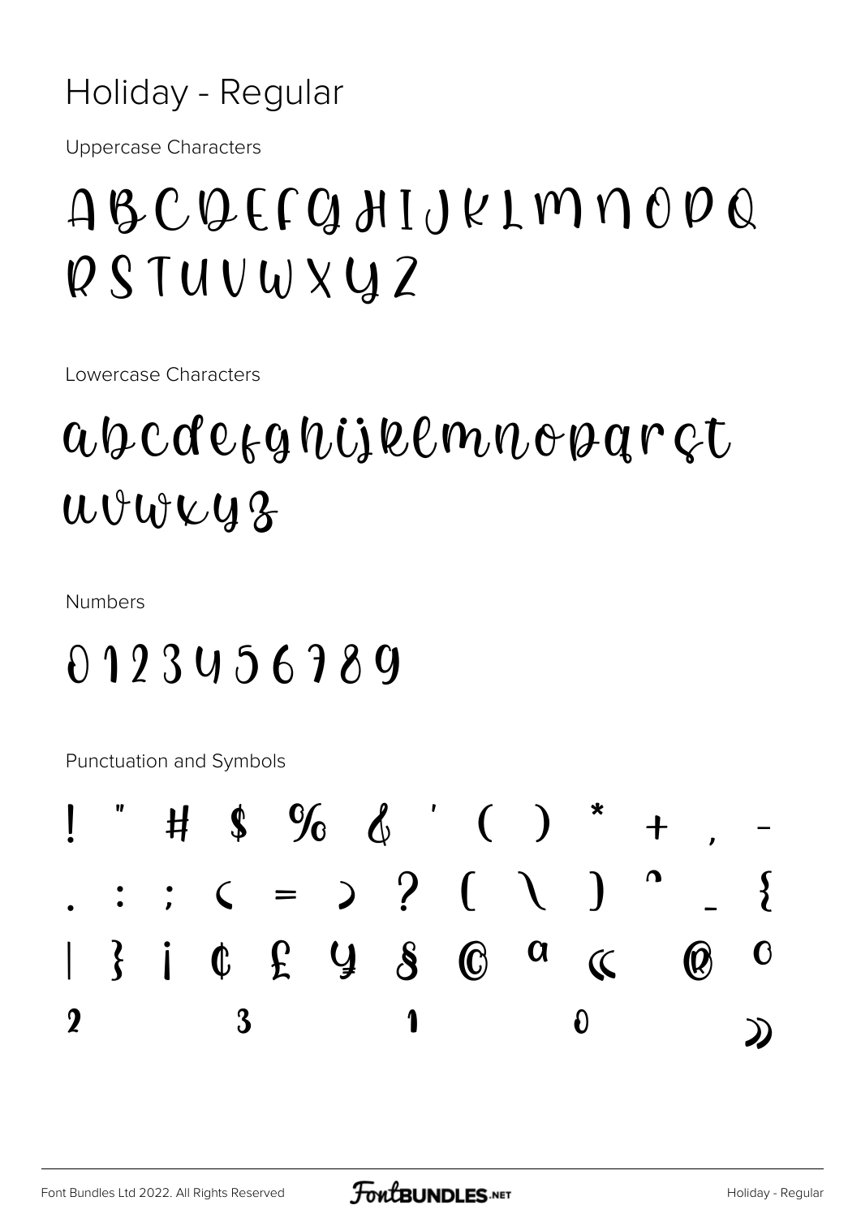# Holiday - Regular

Uppercase Characters

ABCDEFGHIJKLMNOPQ
RSTUVWXYZ

Lowercase Characters

abcdefghijklmnopqrst
uvwxyz

Numbers

0123456789

Punctuation and Symbols

! " # $ % & ' ( ) * + , -
. : ; < = > ? [ \ ] ^ _ {
| } ¡ ¢ £ ¥ § © ª « ® °
² ³ ¹ º »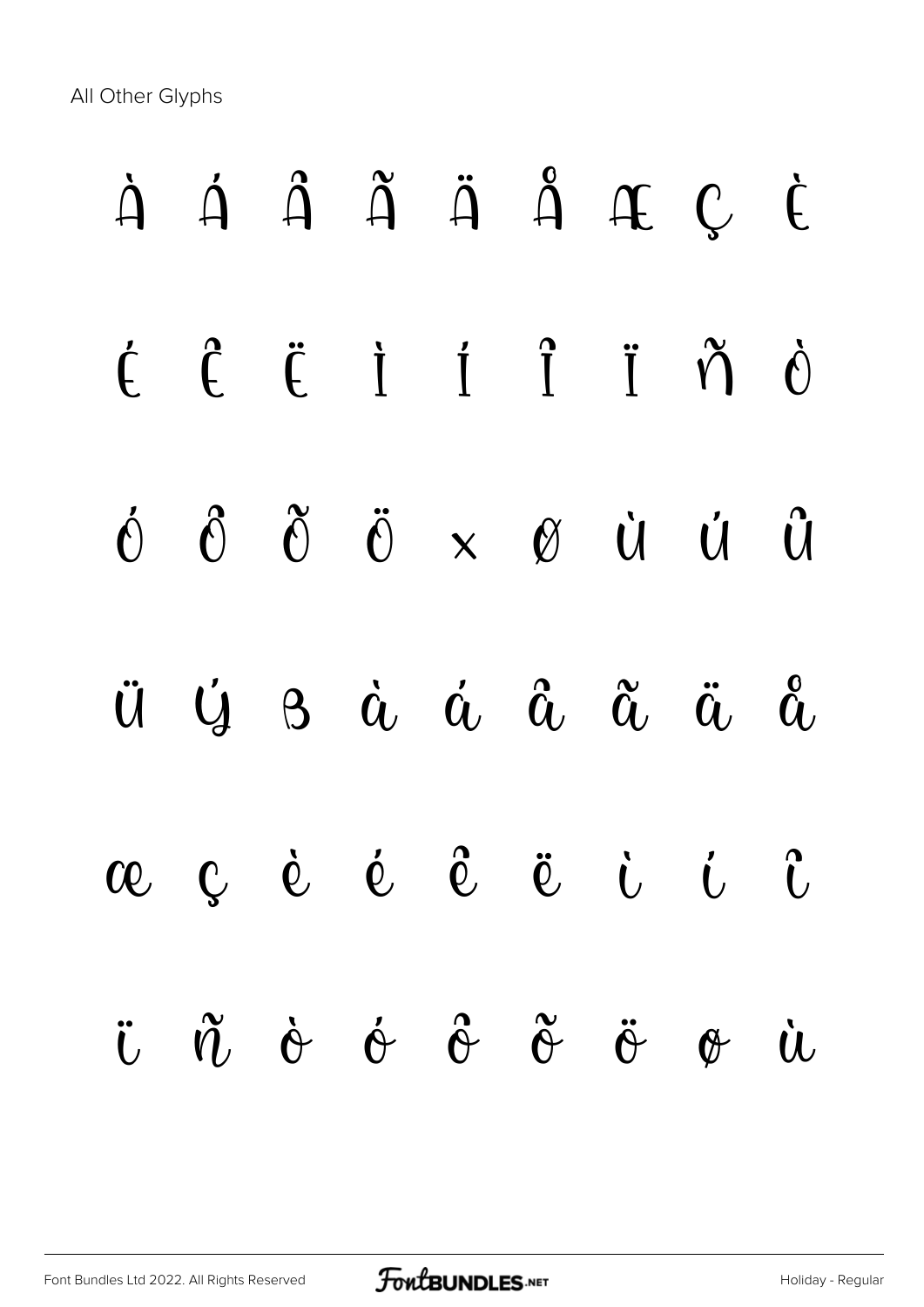All Other Glyphs

À Á Â Ã Ä Å Æ Ç È

É Ê Ë Ì Í Î Ï Ñ Ò

Ó Ô Õ Ö × Ø Ù Ú Û

Ü Ý ß à á â ã ä å

æ ç è é ê ë ì í î

ï ñ ò ó ô õ ö ø ù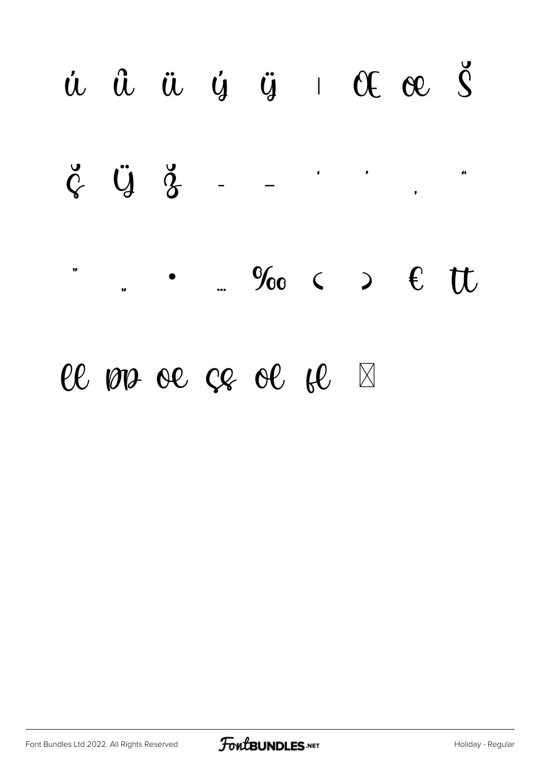ú û ü ý ÿ ı Œ œ Š

š Ÿ ž – — ‘ ’ ‚ “

” „ • … ‰ ‹ › € tt

ee pp oe ss ol fe ⊠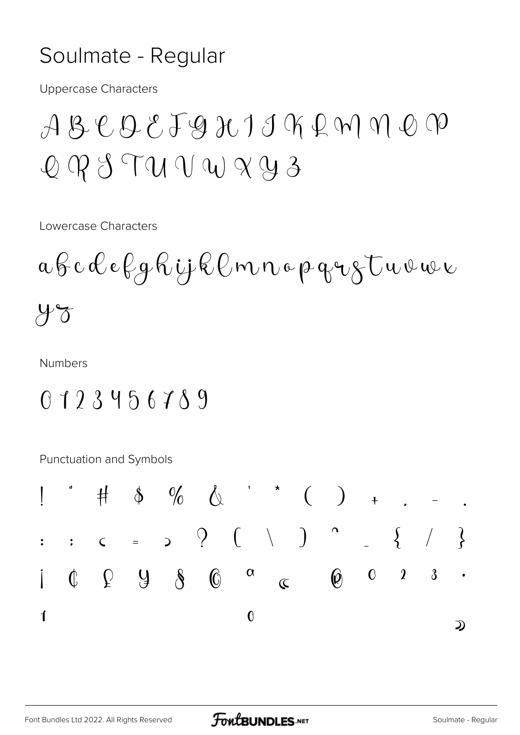# Soulmate - Regular

Uppercase Characters

A B C D E F G H I J K L M N O P
Q R S T U V W X Y Z

Lowercase Characters

a b c d e f g h i j k l m n o p q r s t u v w x
y z

Numbers

0 1 2 3 4 5 6 7 8 9

Punctuation and Symbols

! " # $ % & ' * ( ) + , - .
: ; < = > ? [ \ ] ^ _ { / }
¡ ¢ £ ¥ § © ª « ® ° ² ³ ·
¹ º »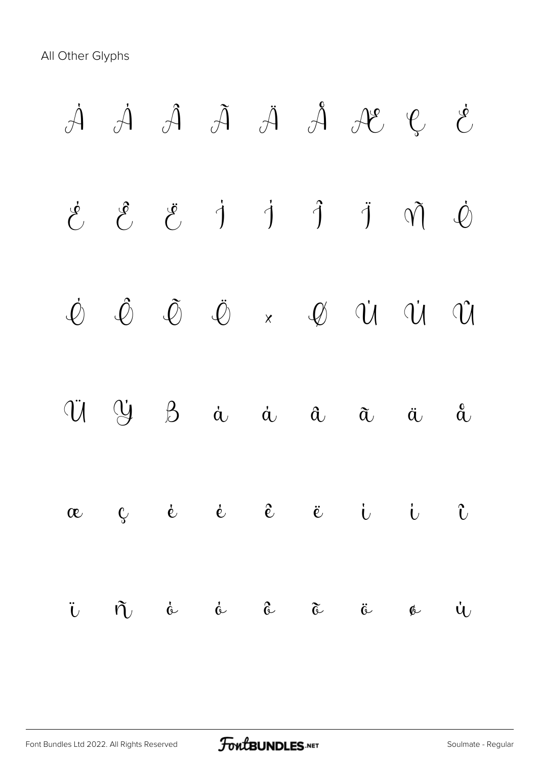All Other Glyphs

À Á Â Ã Ä Å Æ Ç È

É Ê Ë Ì Í Î Ï Ñ Ò

Ó Ô Õ Ö × Ø Ù Ú Û

Ü Ý ß à á â ã ä å

æ ç è é ê ë ì í î

ï ñ ò ó ô õ ö ø ù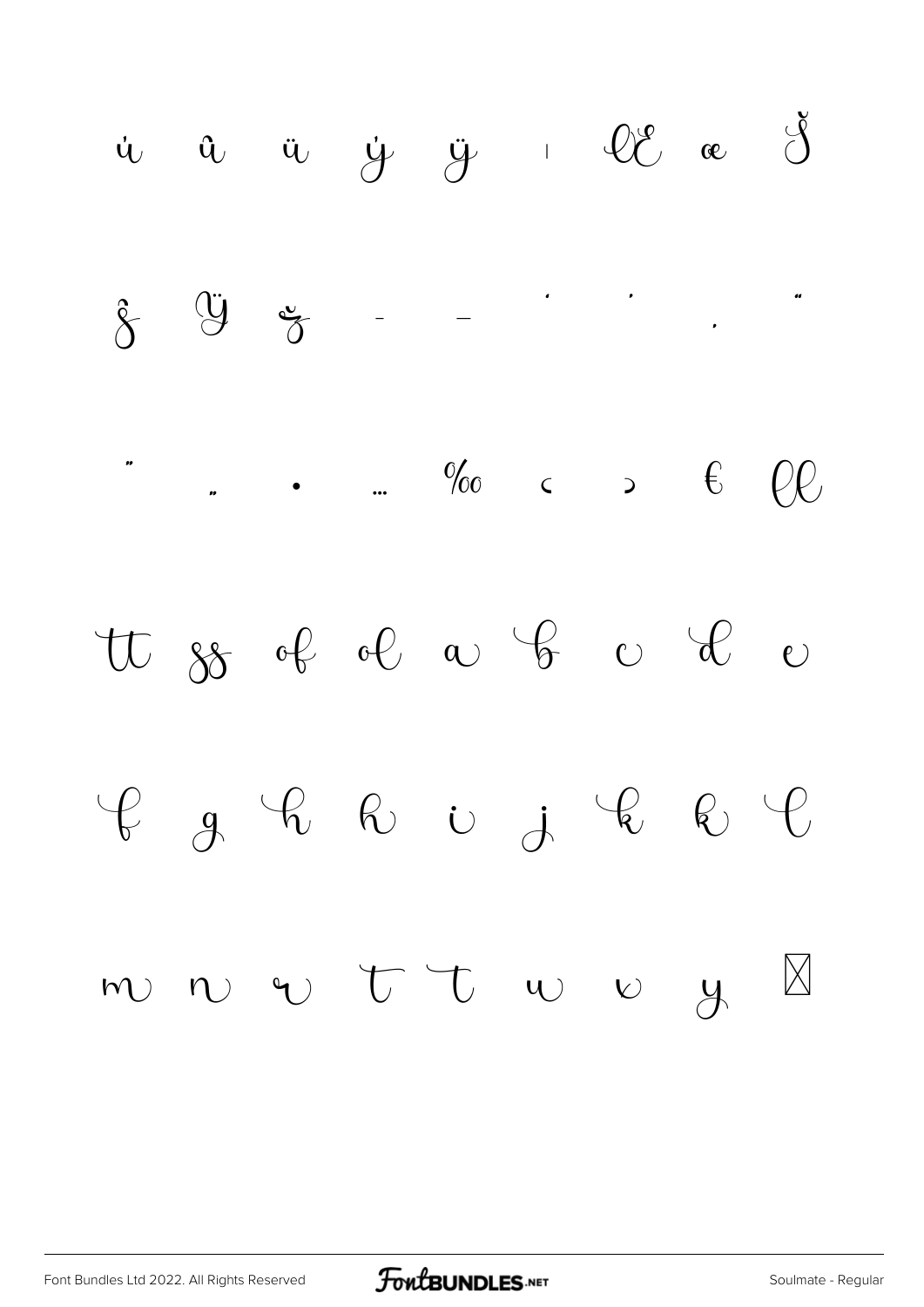ú û ü ý ÿ ı Œ œ Š

š Ÿ ž – — ' ' ‚ "

" „ • … ‰ ‹ › € ℓℓ

tt ss of ol a b c d e

f g h h i j k k l

m n r t t u v y ⊠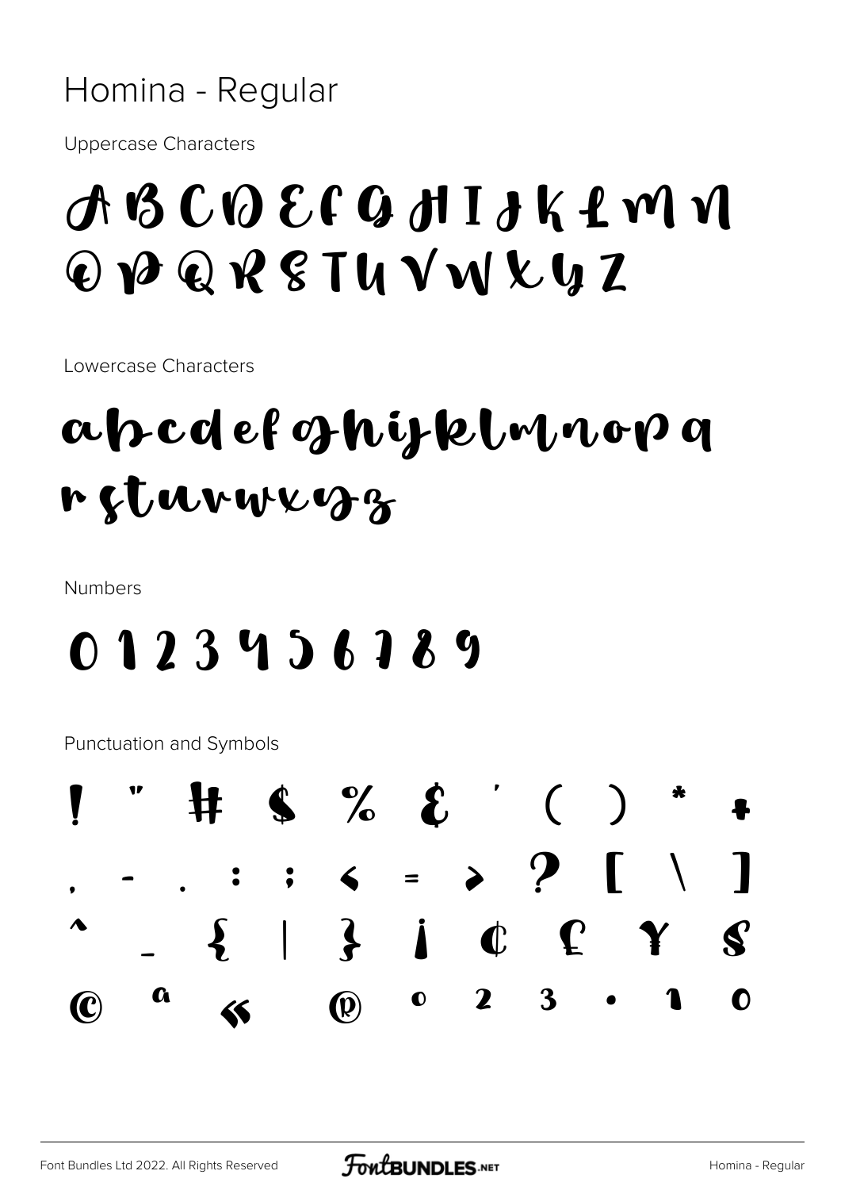# Homina - Regular

Uppercase Characters

A B C D E F G H I J K L M N
O P Q R S T U V W X Y Z

Lowercase Characters

a b c d e f g h i j k l m n o p q
r s t u v w x y z

Numbers

0 1 2 3 4 5 6 7 8 9

Punctuation and Symbols

! " # $ % & ' ( ) * +
, - . : ; < = > ? [ \ ]
^ _ { | } ¡ ¢ £ ¥ §
© ª « ® ° ² ³ · ¹ º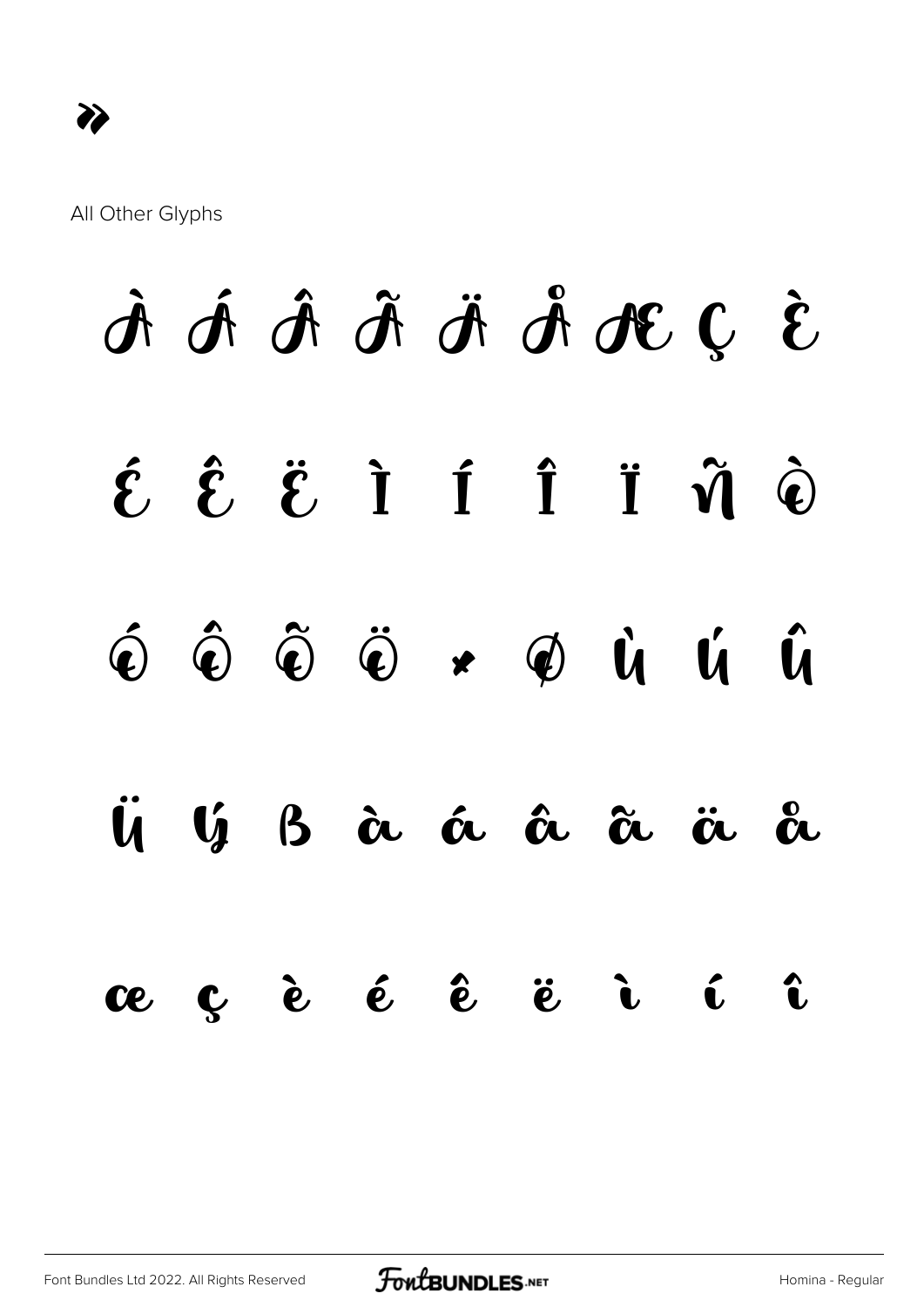»

All Other Glyphs

À Á Â Ã Ä Å Æ Ç È

É Ê Ë Ì Í Î Ï Ñ Ò

Ó Ô Õ Ö × Ø Ù Ú Û

Ü Ý ß à á â ã ä å

æ ç è é ê ë ì í î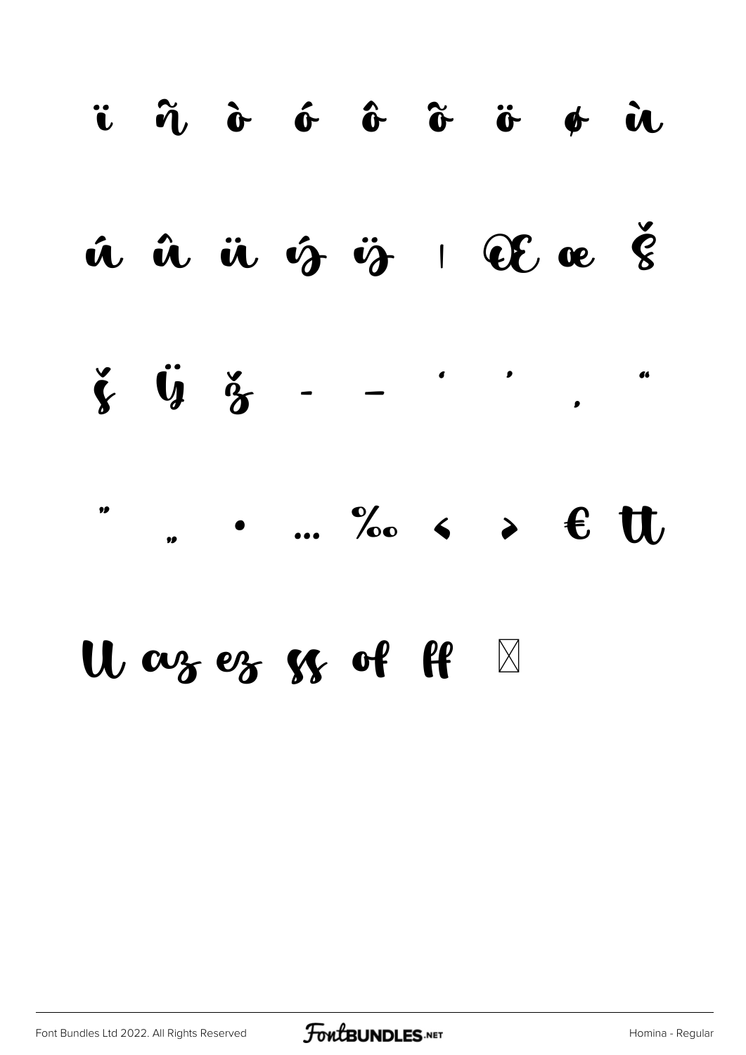ï ñ ò ó ô õ ö ø ù

ú û ü ý ÿ ı Œ œ Ŝ

ŝ Ÿ ž ‐ – ' ' ‚ "

" „ • … ‰ ‹ › € tt

ll az ez ss of ff ⊠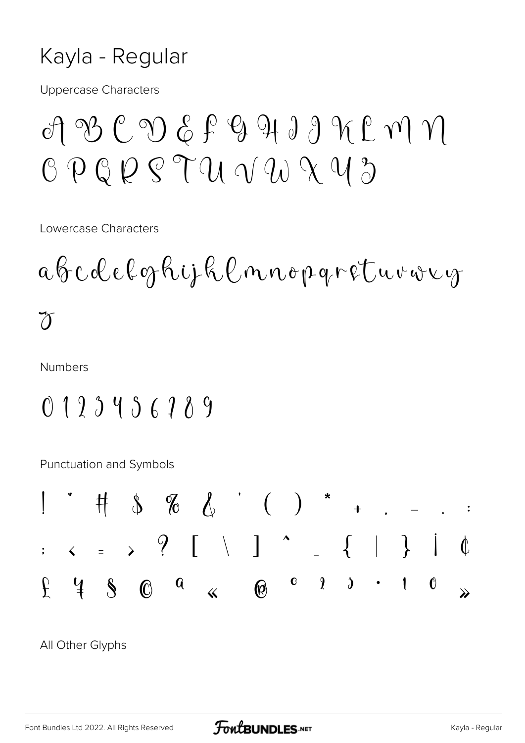# Kayla - Regular

Uppercase Characters

A B C D E F G H I J K L M N
O P Q R S T U V W X Y Z

Lowercase Characters

a b c d e f g h i j k l m n o p q r s t u v w x y
z

Numbers

0 1 2 3 4 5 6 7 8 9

Punctuation and Symbols

! " # $ % & ' ( ) * + , - . :
; < = > ? [ \ ] ^ _ { | } ¡ ¢
£ ¥ § © ª « ® ° ² ³ · ¹ º »

All Other Glyphs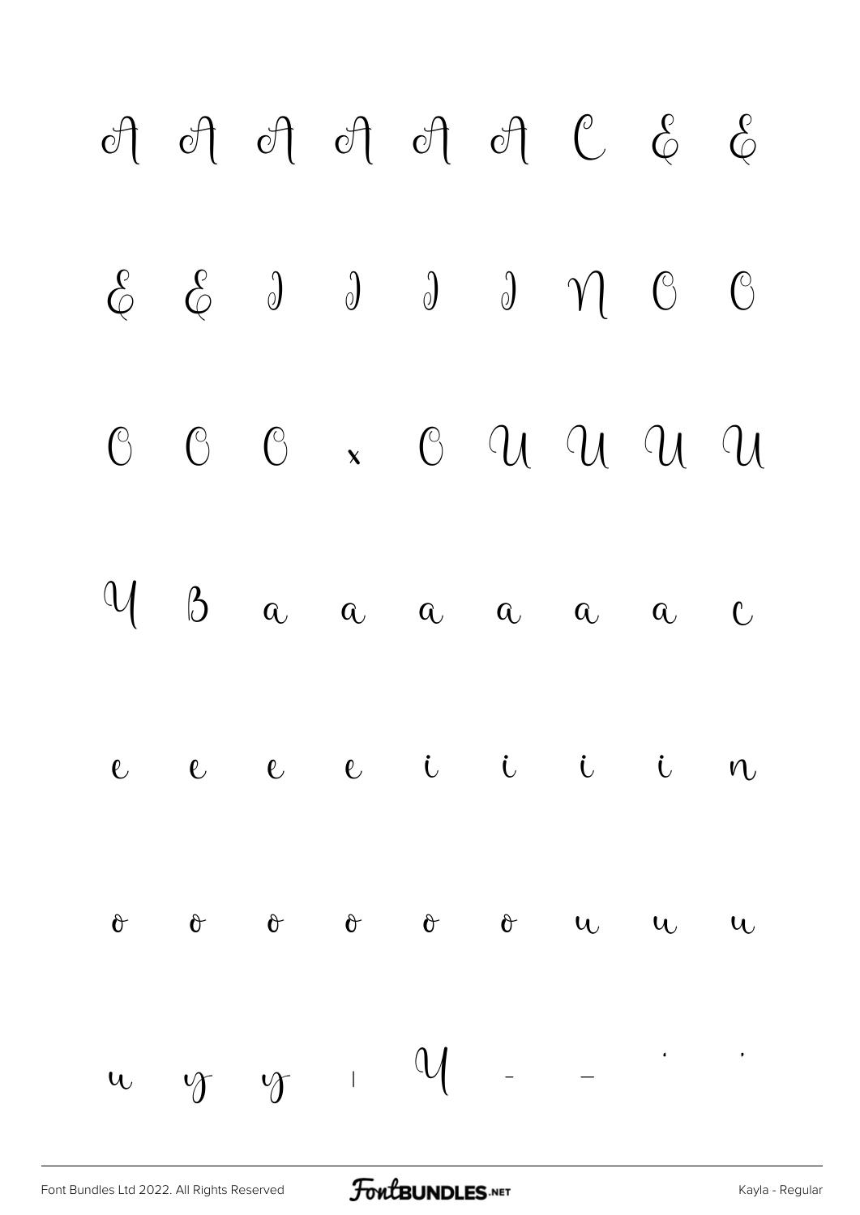A A A A A A C E E

E E I I I I N O O

O O O × O U U U U

Y B a a a a a a c

e e e e i i i i n

o o o o o o u u u

u y y ı Y – — ' '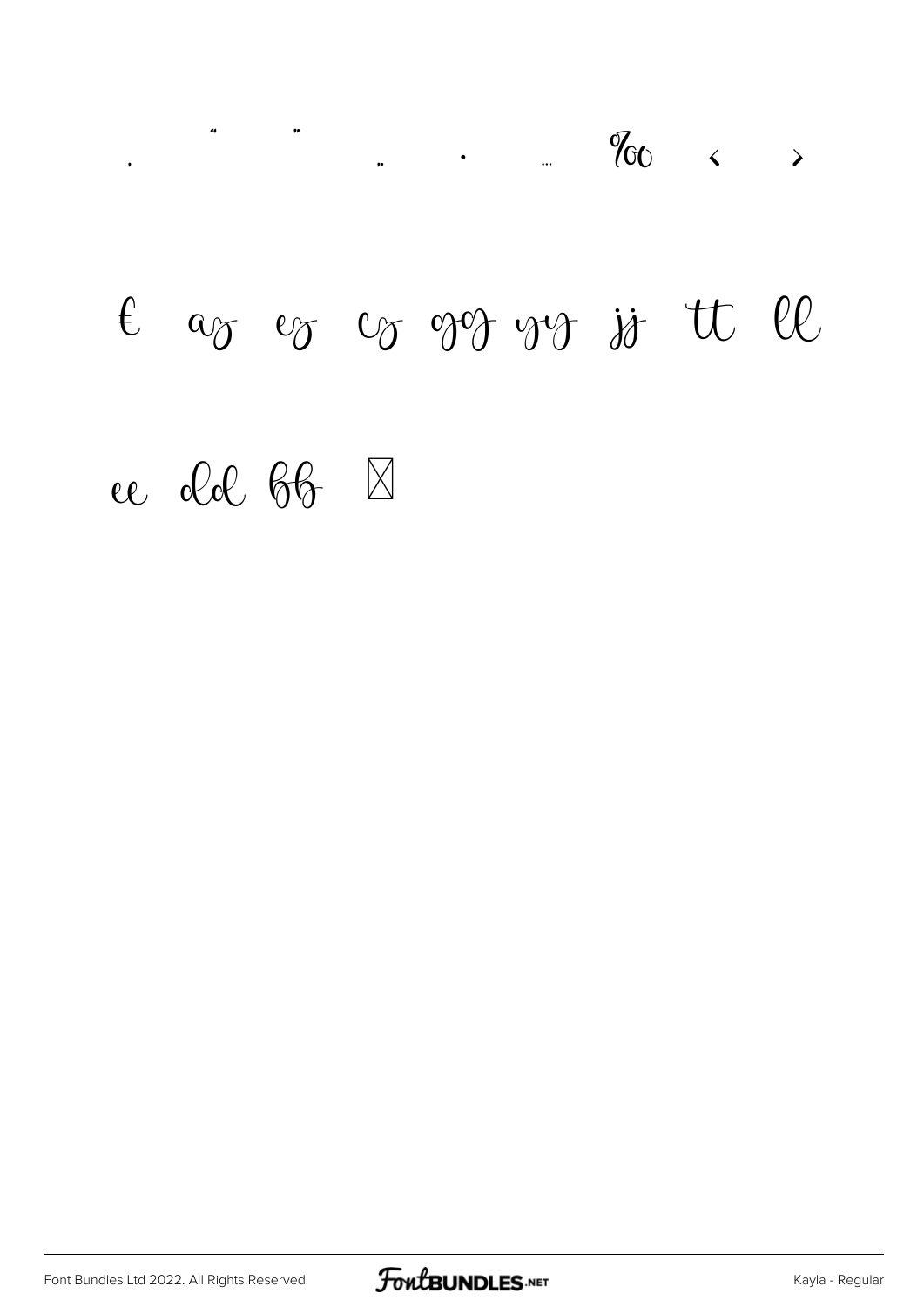‚ “ ” „ • … ‰ ‹ ›

€ az ez cz gg yy jj tt ll

ee dd bb